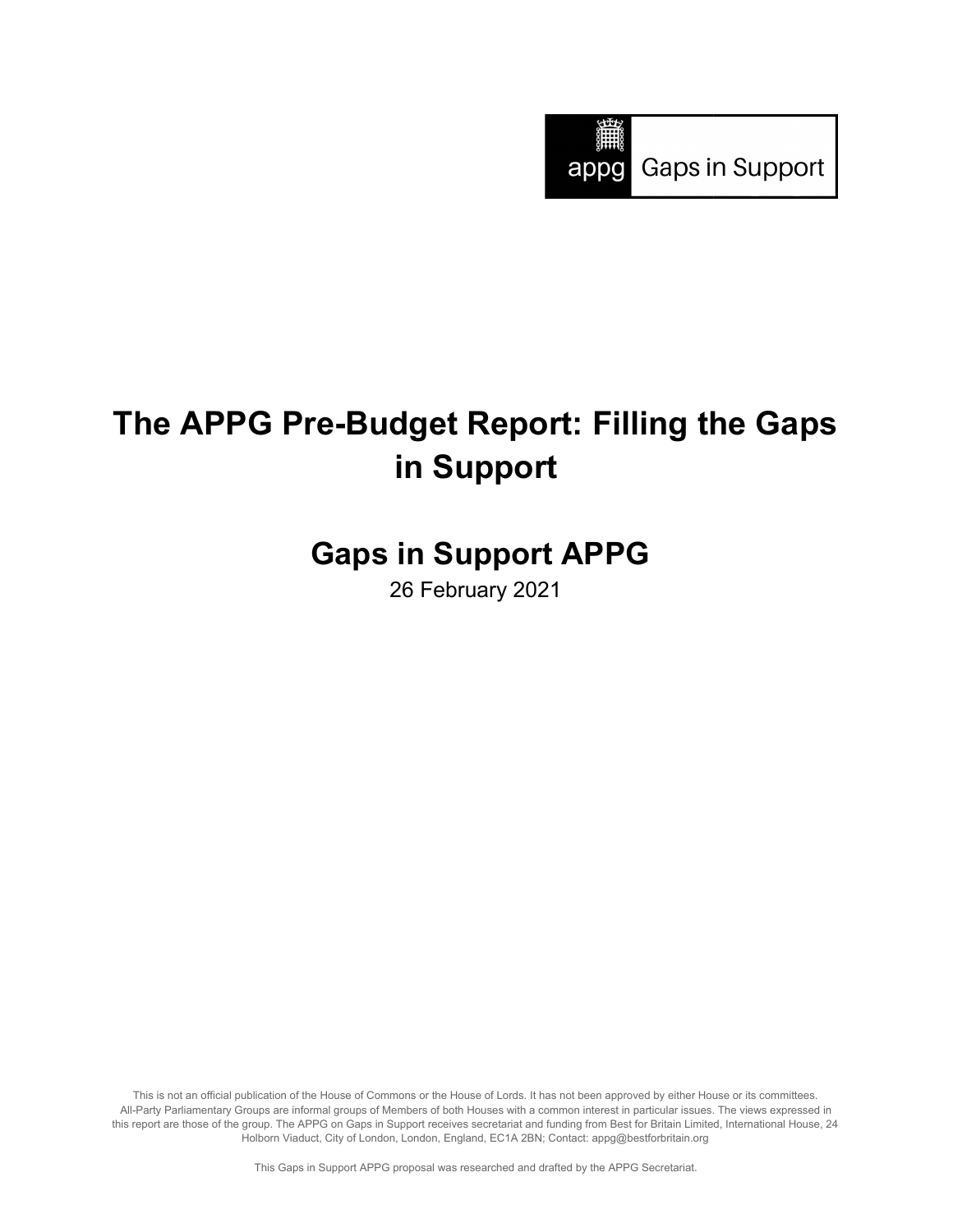appg Gaps in Support

# The APPG Pre-Budget Report: Filling the Gaps in Support

## Gaps in Support APPG

26 February 2021

This is not an official publication of the House of Commons or the House of Lords. It has not been approved by either House or its committees. All-Party Parliamentary Groups are informal groups of Members of both Houses with a common interest in particular issues. The views expressed in this report are those of the group. The APPG on Gaps in Support receives secretariat and funding from Best for Britain Limited, International House, 24 Holborn Viaduct, City of London, London, England, EC1A 2BN; Contact: appg@bestforbritain.org

This Gaps in Support APPG proposal was researched and drafted by the APPG Secretariat.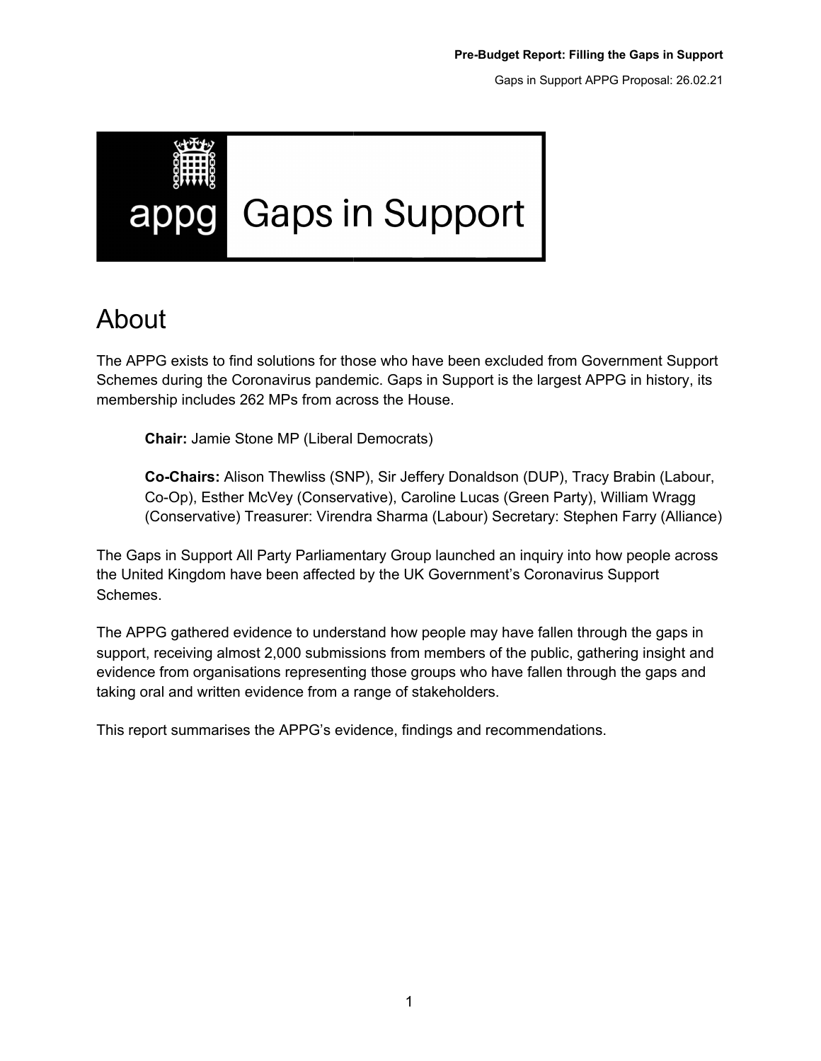# About

The APPG exists to find solutions for those who have been excluded from Government Support Schemes during the Coronavirus pandemic. Gaps in Support is the largest APPG in history, its membership includes 262 MPs from across the House.

> **Chair:** Jamie Stone MP (Liberal Democrats)
>
> **Co-Chairs:** Alison Thewliss (SNP), Sir Jeffery Donaldson (DUP), Tracy Brabin (Labour, Co-Op), Esther McVey (Conservative), Caroline Lucas (Green Party), William Wragg (Conservative) Treasurer: Virendra Sharma (Labour) Secretary: Stephen Farry (Alliance)

The Gaps in Support All Party Parliamentary Group launched an inquiry into how people across the United Kingdom have been affected by the UK Government's Coronavirus Support Schemes.

The APPG gathered evidence to understand how people may have fallen through the gaps in support, receiving almost 2,000 submissions from members of the public, gathering insight and evidence from organisations representing those groups who have fallen through the gaps and taking oral and written evidence from a range of stakeholders.

This report summarises the APPG's evidence, findings and recommendations.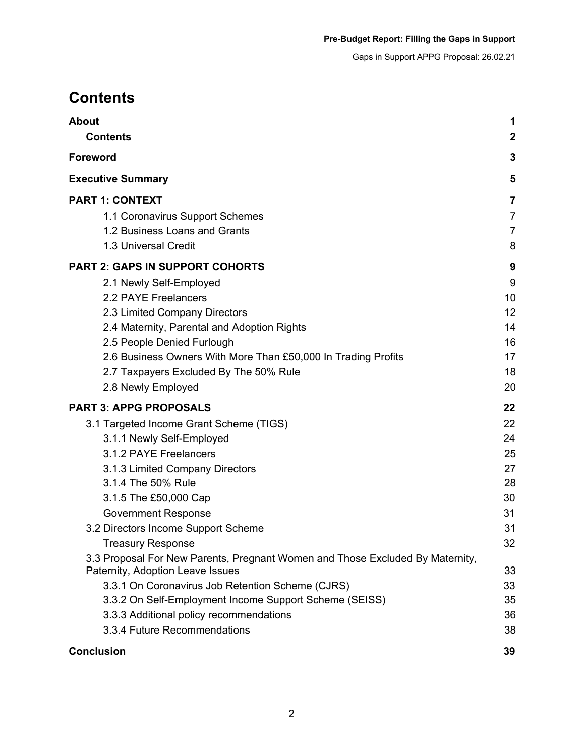# Contents

| | |
|---|---|
| **About** | **1** |
| **Contents** | **2** |
| **Foreword** | **3** |
| **Executive Summary** | **5** |
| **PART 1: CONTEXT** | **7** |
| 1.1 Coronavirus Support Schemes | 7 |
| 1.2 Business Loans and Grants | 7 |
| 1.3 Universal Credit | 8 |
| **PART 2: GAPS IN SUPPORT COHORTS** | **9** |
| 2.1 Newly Self-Employed | 9 |
| 2.2 PAYE Freelancers | 10 |
| 2.3 Limited Company Directors | 12 |
| 2.4 Maternity, Parental and Adoption Rights | 14 |
| 2.5 People Denied Furlough | 16 |
| 2.6 Business Owners With More Than £50,000 In Trading Profits | 17 |
| 2.7 Taxpayers Excluded By The 50% Rule | 18 |
| 2.8 Newly Employed | 20 |
| **PART 3: APPG PROPOSALS** | **22** |
| 3.1 Targeted Income Grant Scheme (TIGS) | 22 |
| 3.1.1 Newly Self-Employed | 24 |
| 3.1.2 PAYE Freelancers | 25 |
| 3.1.3 Limited Company Directors | 27 |
| 3.1.4 The 50% Rule | 28 |
| 3.1.5 The £50,000 Cap | 30 |
| Government Response | 31 |
| 3.2 Directors Income Support Scheme | 31 |
| Treasury Response | 32 |
| 3.3 Proposal For New Parents, Pregnant Women and Those Excluded By Maternity, Paternity, Adoption Leave Issues | 33 |
| 3.3.1 On Coronavirus Job Retention Scheme (CJRS) | 33 |
| 3.3.2 On Self-Employment Income Support Scheme (SEISS) | 35 |
| 3.3.3 Additional policy recommendations | 36 |
| 3.3.4 Future Recommendations | 38 |
| **Conclusion** | **39** |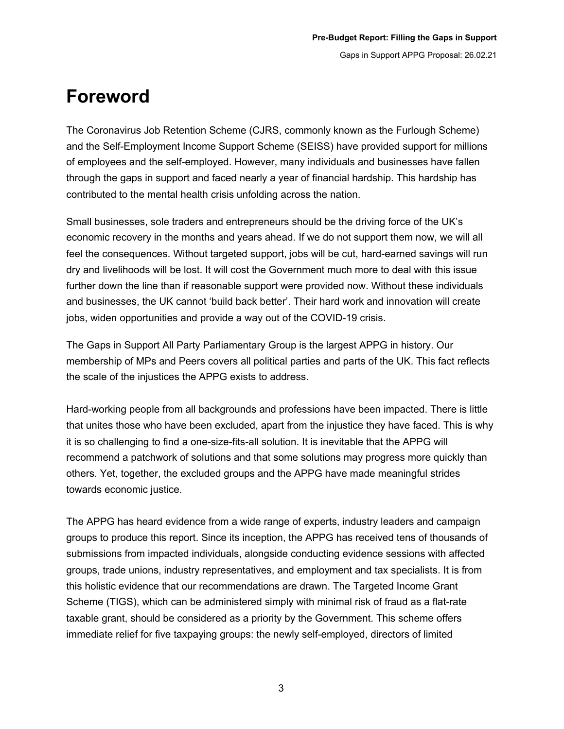# Foreword

The Coronavirus Job Retention Scheme (CJRS, commonly known as the Furlough Scheme) and the Self-Employment Income Support Scheme (SEISS) have provided support for millions of employees and the self-employed. However, many individuals and businesses have fallen through the gaps in support and faced nearly a year of financial hardship. This hardship has contributed to the mental health crisis unfolding across the nation.

Small businesses, sole traders and entrepreneurs should be the driving force of the UK's economic recovery in the months and years ahead. If we do not support them now, we will all feel the consequences. Without targeted support, jobs will be cut, hard-earned savings will run dry and livelihoods will be lost. It will cost the Government much more to deal with this issue further down the line than if reasonable support were provided now. Without these individuals and businesses, the UK cannot 'build back better'. Their hard work and innovation will create jobs, widen opportunities and provide a way out of the COVID-19 crisis.

The Gaps in Support All Party Parliamentary Group is the largest APPG in history. Our membership of MPs and Peers covers all political parties and parts of the UK. This fact reflects the scale of the injustices the APPG exists to address.

Hard-working people from all backgrounds and professions have been impacted. There is little that unites those who have been excluded, apart from the injustice they have faced. This is why it is so challenging to find a one-size-fits-all solution. It is inevitable that the APPG will recommend a patchwork of solutions and that some solutions may progress more quickly than others. Yet, together, the excluded groups and the APPG have made meaningful strides towards economic justice.

The APPG has heard evidence from a wide range of experts, industry leaders and campaign groups to produce this report. Since its inception, the APPG has received tens of thousands of submissions from impacted individuals, alongside conducting evidence sessions with affected groups, trade unions, industry representatives, and employment and tax specialists. It is from this holistic evidence that our recommendations are drawn. The Targeted Income Grant Scheme (TIGS), which can be administered simply with minimal risk of fraud as a flat-rate taxable grant, should be considered as a priority by the Government. This scheme offers immediate relief for five taxpaying groups: the newly self-employed, directors of limited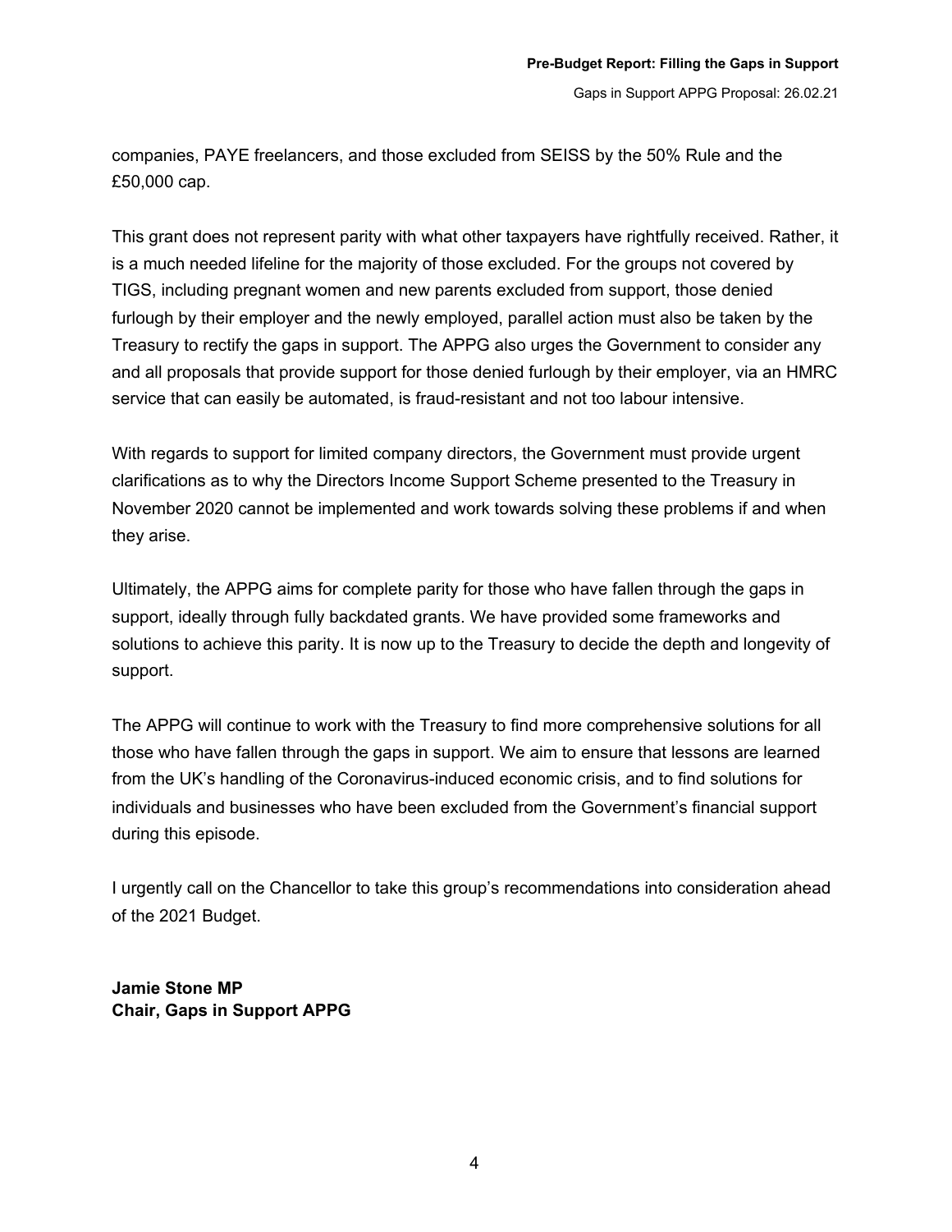companies, PAYE freelancers, and those excluded from SEISS by the 50% Rule and the £50,000 cap.

This grant does not represent parity with what other taxpayers have rightfully received. Rather, it is a much needed lifeline for the majority of those excluded. For the groups not covered by TIGS, including pregnant women and new parents excluded from support, those denied furlough by their employer and the newly employed, parallel action must also be taken by the Treasury to rectify the gaps in support. The APPG also urges the Government to consider any and all proposals that provide support for those denied furlough by their employer, via an HMRC service that can easily be automated, is fraud-resistant and not too labour intensive.

With regards to support for limited company directors, the Government must provide urgent clarifications as to why the Directors Income Support Scheme presented to the Treasury in November 2020 cannot be implemented and work towards solving these problems if and when they arise.

Ultimately, the APPG aims for complete parity for those who have fallen through the gaps in support, ideally through fully backdated grants. We have provided some frameworks and solutions to achieve this parity. It is now up to the Treasury to decide the depth and longevity of support.

The APPG will continue to work with the Treasury to find more comprehensive solutions for all those who have fallen through the gaps in support. We aim to ensure that lessons are learned from the UK's handling of the Coronavirus-induced economic crisis, and to find solutions for individuals and businesses who have been excluded from the Government's financial support during this episode.

I urgently call on the Chancellor to take this group's recommendations into consideration ahead of the 2021 Budget.

**Jamie Stone MP**
**Chair, Gaps in Support APPG**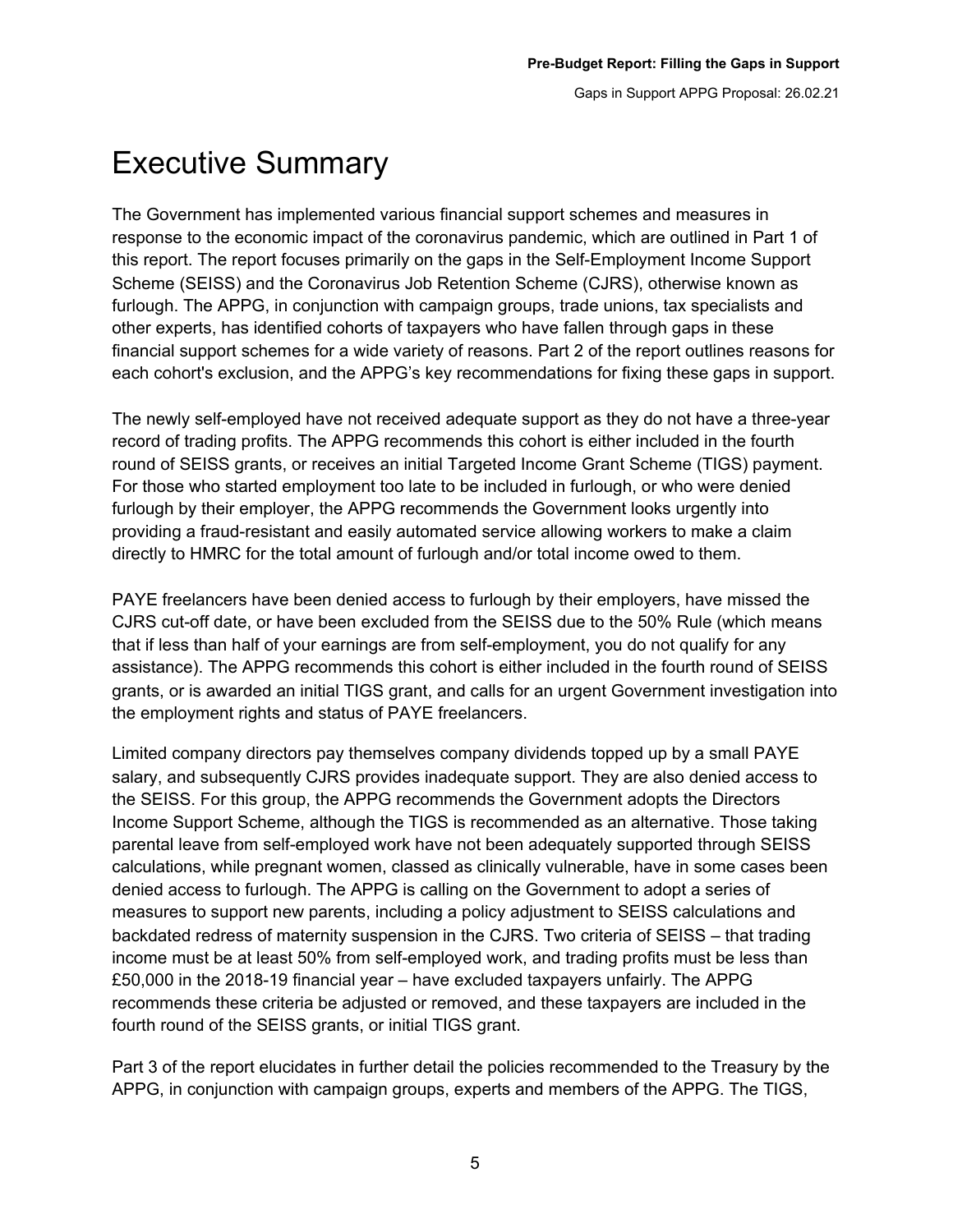# Executive Summary

The Government has implemented various financial support schemes and measures in response to the economic impact of the coronavirus pandemic, which are outlined in Part 1 of this report. The report focuses primarily on the gaps in the Self-Employment Income Support Scheme (SEISS) and the Coronavirus Job Retention Scheme (CJRS), otherwise known as furlough. The APPG, in conjunction with campaign groups, trade unions, tax specialists and other experts, has identified cohorts of taxpayers who have fallen through gaps in these financial support schemes for a wide variety of reasons. Part 2 of the report outlines reasons for each cohort's exclusion, and the APPG's key recommendations for fixing these gaps in support.

The newly self-employed have not received adequate support as they do not have a three-year record of trading profits. The APPG recommends this cohort is either included in the fourth round of SEISS grants, or receives an initial Targeted Income Grant Scheme (TIGS) payment. For those who started employment too late to be included in furlough, or who were denied furlough by their employer, the APPG recommends the Government looks urgently into providing a fraud-resistant and easily automated service allowing workers to make a claim directly to HMRC for the total amount of furlough and/or total income owed to them.

PAYE freelancers have been denied access to furlough by their employers, have missed the CJRS cut-off date, or have been excluded from the SEISS due to the 50% Rule (which means that if less than half of your earnings are from self-employment, you do not qualify for any assistance). The APPG recommends this cohort is either included in the fourth round of SEISS grants, or is awarded an initial TIGS grant, and calls for an urgent Government investigation into the employment rights and status of PAYE freelancers.

Limited company directors pay themselves company dividends topped up by a small PAYE salary, and subsequently CJRS provides inadequate support. They are also denied access to the SEISS. For this group, the APPG recommends the Government adopts the Directors Income Support Scheme, although the TIGS is recommended as an alternative. Those taking parental leave from self-employed work have not been adequately supported through SEISS calculations, while pregnant women, classed as clinically vulnerable, have in some cases been denied access to furlough. The APPG is calling on the Government to adopt a series of measures to support new parents, including a policy adjustment to SEISS calculations and backdated redress of maternity suspension in the CJRS. Two criteria of SEISS – that trading income must be at least 50% from self-employed work, and trading profits must be less than £50,000 in the 2018-19 financial year – have excluded taxpayers unfairly. The APPG recommends these criteria be adjusted or removed, and these taxpayers are included in the fourth round of the SEISS grants, or initial TIGS grant.

Part 3 of the report elucidates in further detail the policies recommended to the Treasury by the APPG, in conjunction with campaign groups, experts and members of the APPG. The TIGS,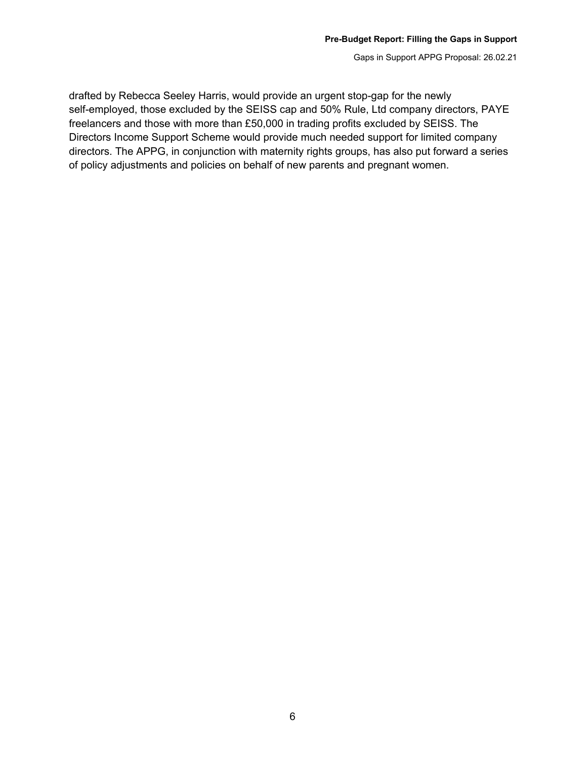drafted by Rebecca Seeley Harris, would provide an urgent stop-gap for the newly self-employed, those excluded by the SEISS cap and 50% Rule, Ltd company directors, PAYE freelancers and those with more than £50,000 in trading profits excluded by SEISS. The Directors Income Support Scheme would provide much needed support for limited company directors. The APPG, in conjunction with maternity rights groups, has also put forward a series of policy adjustments and policies on behalf of new parents and pregnant women.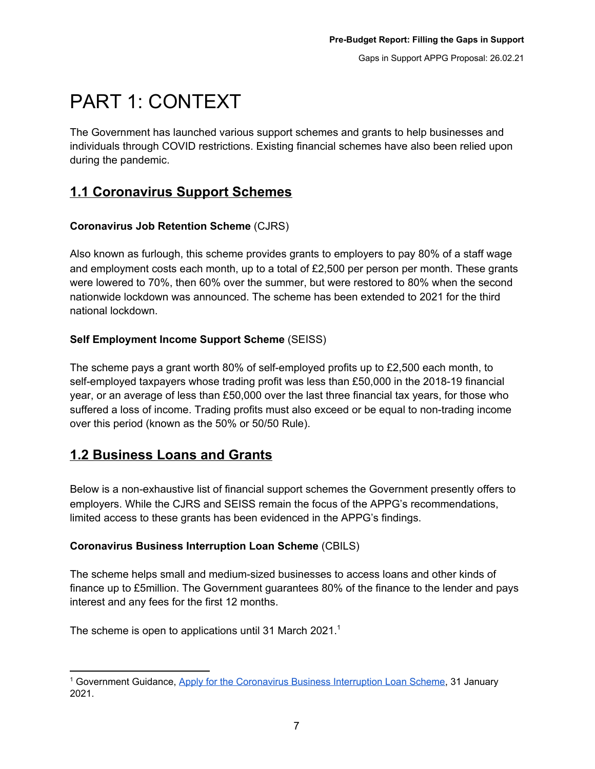# PART 1: CONTEXT

The Government has launched various support schemes and grants to help businesses and individuals through COVID restrictions. Existing financial schemes have also been relied upon during the pandemic.

## 1.1 Coronavirus Support Schemes

**Coronavirus Job Retention Scheme** (CJRS)

Also known as furlough, this scheme provides grants to employers to pay 80% of a staff wage and employment costs each month, up to a total of £2,500 per person per month. These grants were lowered to 70%, then 60% over the summer, but were restored to 80% when the second nationwide lockdown was announced. The scheme has been extended to 2021 for the third national lockdown.

**Self Employment Income Support Scheme** (SEISS)

The scheme pays a grant worth 80% of self-employed profits up to £2,500 each month, to self-employed taxpayers whose trading profit was less than £50,000 in the 2018-19 financial year, or an average of less than £50,000 over the last three financial tax years, for those who suffered a loss of income. Trading profits must also exceed or be equal to non-trading income over this period (known as the 50% or 50/50 Rule).

## 1.2 Business Loans and Grants

Below is a non-exhaustive list of financial support schemes the Government presently offers to employers. While the CJRS and SEISS remain the focus of the APPG's recommendations, limited access to these grants has been evidenced in the APPG's findings.

**Coronavirus Business Interruption Loan Scheme** (CBILS)

The scheme helps small and medium-sized businesses to access loans and other kinds of finance up to £5million. The Government guarantees 80% of the finance to the lender and pays interest and any fees for the first 12 months.

The scheme is open to applications until 31 March 2021.[1]

[1] Government Guidance, Apply for the Coronavirus Business Interruption Loan Scheme, 31 January 2021.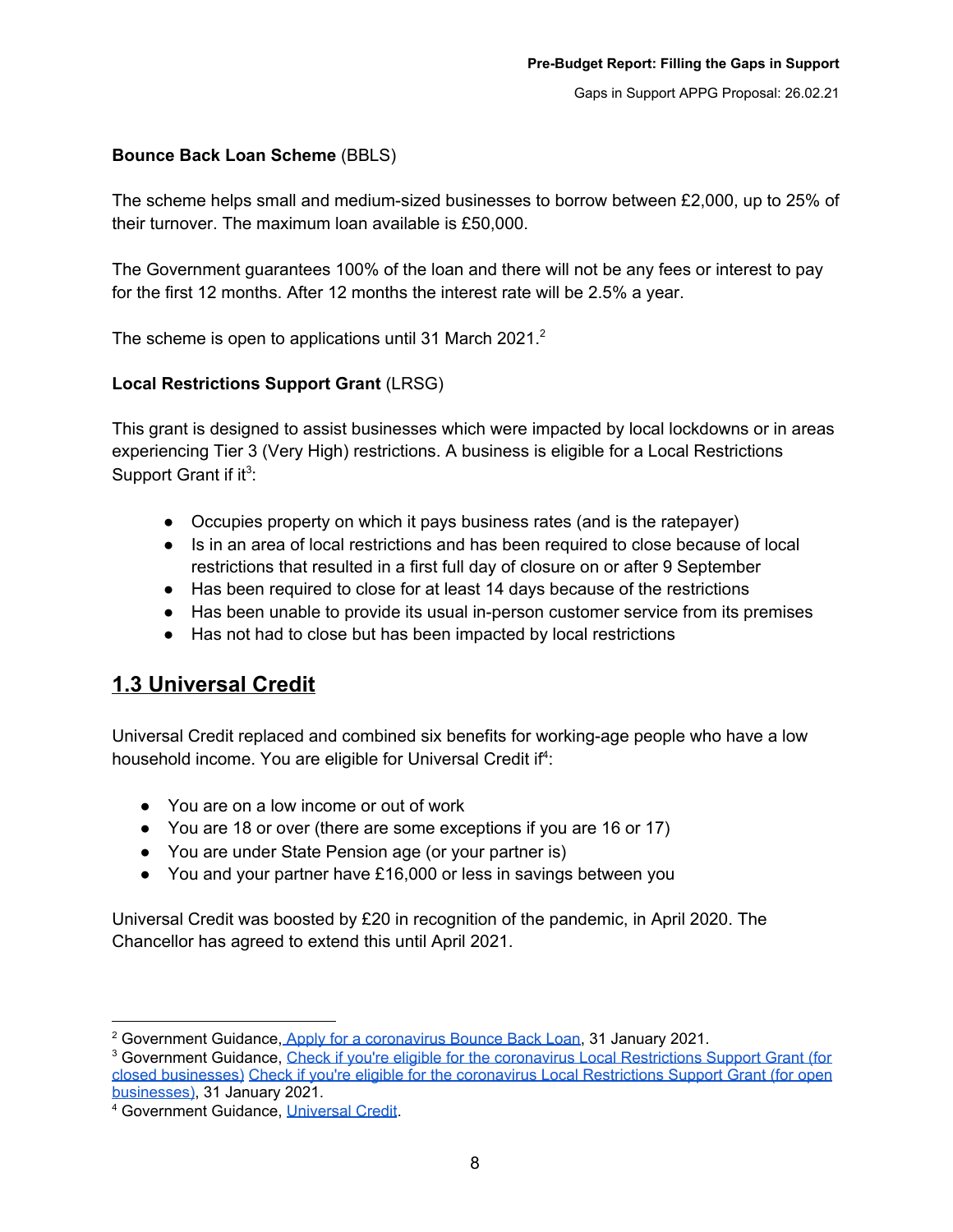**Bounce Back Loan Scheme** (BBLS)

The scheme helps small and medium-sized businesses to borrow between £2,000, up to 25% of their turnover. The maximum loan available is £50,000.

The Government guarantees 100% of the loan and there will not be any fees or interest to pay for the first 12 months. After 12 months the interest rate will be 2.5% a year.

The scheme is open to applications until 31 March 2021.[2]

**Local Restrictions Support Grant** (LRSG)

This grant is designed to assist businesses which were impacted by local lockdowns or in areas experiencing Tier 3 (Very High) restrictions. A business is eligible for a Local Restrictions Support Grant if it[3]:

- Occupies property on which it pays business rates (and is the ratepayer)
- Is in an area of local restrictions and has been required to close because of local restrictions that resulted in a first full day of closure on or after 9 September
- Has been required to close for at least 14 days because of the restrictions
- Has been unable to provide its usual in-person customer service from its premises
- Has not had to close but has been impacted by local restrictions

## 1.3 Universal Credit

Universal Credit replaced and combined six benefits for working-age people who have a low household income. You are eligible for Universal Credit if[4]:

- You are on a low income or out of work
- You are 18 or over (there are some exceptions if you are 16 or 17)
- You are under State Pension age (or your partner is)
- You and your partner have £16,000 or less in savings between you

Universal Credit was boosted by £20 in recognition of the pandemic, in April 2020. The Chancellor has agreed to extend this until April 2021.

---

[2] Government Guidance, Apply for a coronavirus Bounce Back Loan, 31 January 2021.

[3] Government Guidance, Check if you're eligible for the coronavirus Local Restrictions Support Grant (for closed businesses) Check if you're eligible for the coronavirus Local Restrictions Support Grant (for open businesses), 31 January 2021.

[4] Government Guidance, Universal Credit.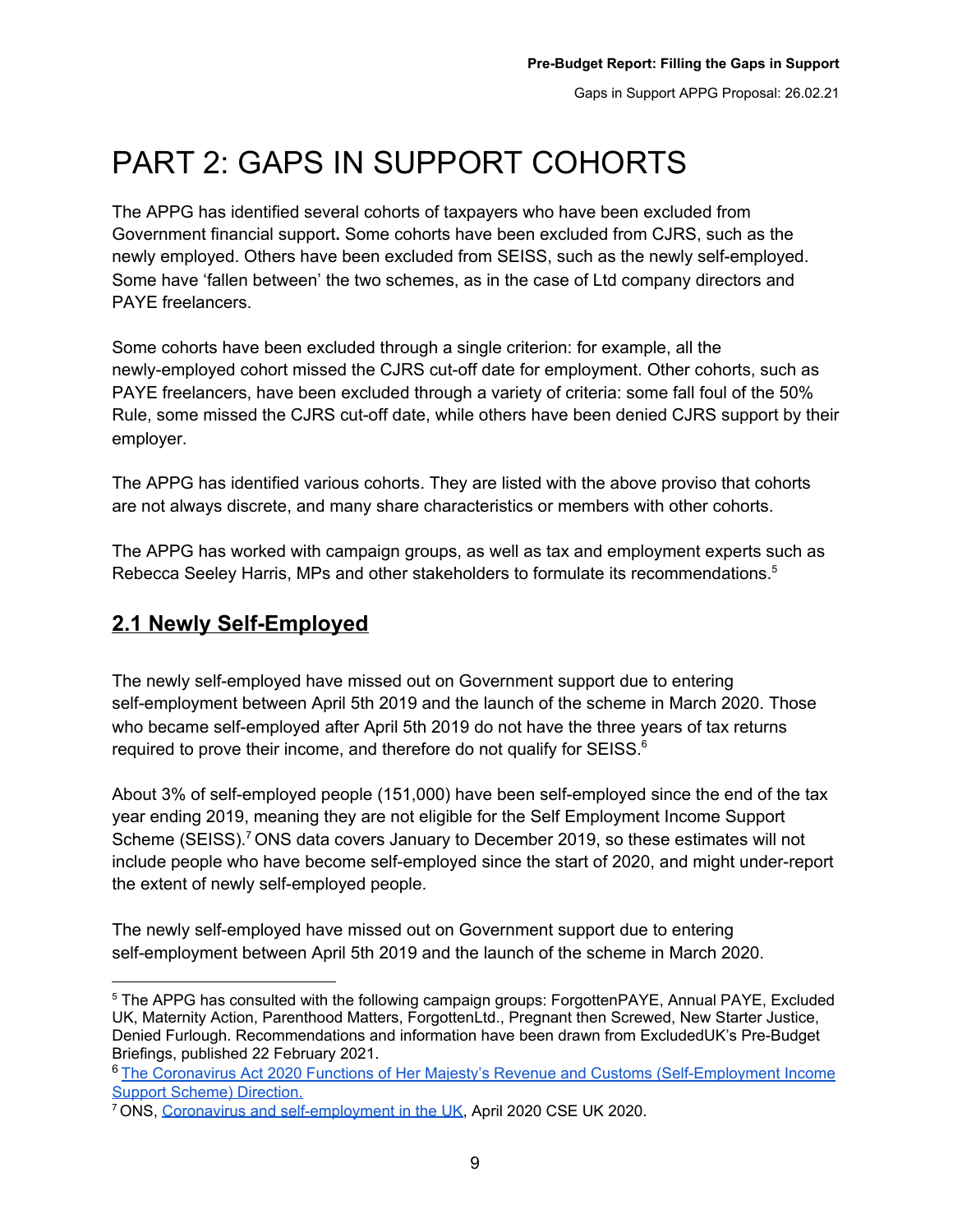# PART 2: GAPS IN SUPPORT COHORTS

The APPG has identified several cohorts of taxpayers who have been excluded from Government financial support**.** Some cohorts have been excluded from CJRS, such as the newly employed. Others have been excluded from SEISS, such as the newly self-employed. Some have 'fallen between' the two schemes, as in the case of Ltd company directors and PAYE freelancers.

Some cohorts have been excluded through a single criterion: for example, all the newly-employed cohort missed the CJRS cut-off date for employment. Other cohorts, such as PAYE freelancers, have been excluded through a variety of criteria: some fall foul of the 50% Rule, some missed the CJRS cut-off date, while others have been denied CJRS support by their employer.

The APPG has identified various cohorts. They are listed with the above proviso that cohorts are not always discrete, and many share characteristics or members with other cohorts.

The APPG has worked with campaign groups, as well as tax and employment experts such as Rebecca Seeley Harris, MPs and other stakeholders to formulate its recommendations.[5]

## 2.1 Newly Self-Employed

The newly self-employed have missed out on Government support due to entering self-employment between April 5th 2019 and the launch of the scheme in March 2020. Those who became self-employed after April 5th 2019 do not have the three years of tax returns required to prove their income, and therefore do not qualify for SEISS.[6]

About 3% of self-employed people (151,000) have been self-employed since the end of the tax year ending 2019, meaning they are not eligible for the Self Employment Income Support Scheme (SEISS).[7] ONS data covers January to December 2019, so these estimates will not include people who have become self-employed since the start of 2020, and might under-report the extent of newly self-employed people.

The newly self-employed have missed out on Government support due to entering self-employment between April 5th 2019 and the launch of the scheme in March 2020.

---

[5] The APPG has consulted with the following campaign groups: ForgottenPAYE, Annual PAYE, Excluded UK, Maternity Action, Parenthood Matters, ForgottenLtd., Pregnant then Screwed, New Starter Justice, Denied Furlough. Recommendations and information have been drawn from ExcludedUK's Pre-Budget Briefings, published 22 February 2021.

[6] The Coronavirus Act 2020 Functions of Her Majesty's Revenue and Customs (Self-Employment Income Support Scheme) Direction.

[7] ONS, Coronavirus and self-employment in the UK, April 2020 CSE UK 2020.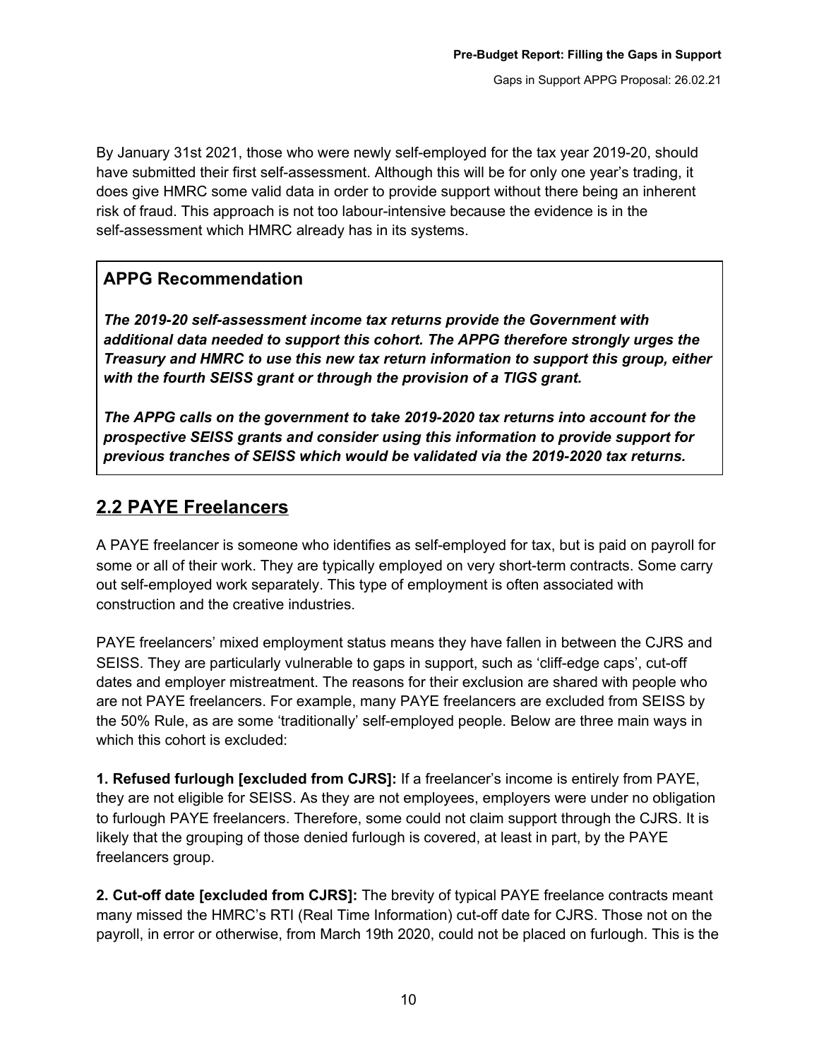By January 31st 2021, those who were newly self-employed for the tax year 2019-20, should have submitted their first self-assessment. Although this will be for only one year's trading, it does give HMRC some valid data in order to provide support without there being an inherent risk of fraud. This approach is not too labour-intensive because the evidence is in the self-assessment which HMRC already has in its systems.

> **APPG Recommendation**
>
> ***The 2019-20 self-assessment income tax returns provide the Government with additional data needed to support this cohort. The APPG therefore strongly urges the Treasury and HMRC to use this new tax return information to support this group, either with the fourth SEISS grant or through the provision of a TIGS grant.***
>
> ***The APPG calls on the government to take 2019-2020 tax returns into account for the prospective SEISS grants and consider using this information to provide support for previous tranches of SEISS which would be validated via the 2019-2020 tax returns.***

## 2.2 PAYE Freelancers

A PAYE freelancer is someone who identifies as self-employed for tax, but is paid on payroll for some or all of their work. They are typically employed on very short-term contracts. Some carry out self-employed work separately. This type of employment is often associated with construction and the creative industries.

PAYE freelancers' mixed employment status means they have fallen in between the CJRS and SEISS. They are particularly vulnerable to gaps in support, such as 'cliff-edge caps', cut-off dates and employer mistreatment. The reasons for their exclusion are shared with people who are not PAYE freelancers. For example, many PAYE freelancers are excluded from SEISS by the 50% Rule, as are some 'traditionally' self-employed people. Below are three main ways in which this cohort is excluded:

**1. Refused furlough [excluded from CJRS]:** If a freelancer's income is entirely from PAYE, they are not eligible for SEISS. As they are not employees, employers were under no obligation to furlough PAYE freelancers. Therefore, some could not claim support through the CJRS. It is likely that the grouping of those denied furlough is covered, at least in part, by the PAYE freelancers group.

**2. Cut-off date [excluded from CJRS]:** The brevity of typical PAYE freelance contracts meant many missed the HMRC's RTI (Real Time Information) cut-off date for CJRS. Those not on the payroll, in error or otherwise, from March 19th 2020, could not be placed on furlough. This is the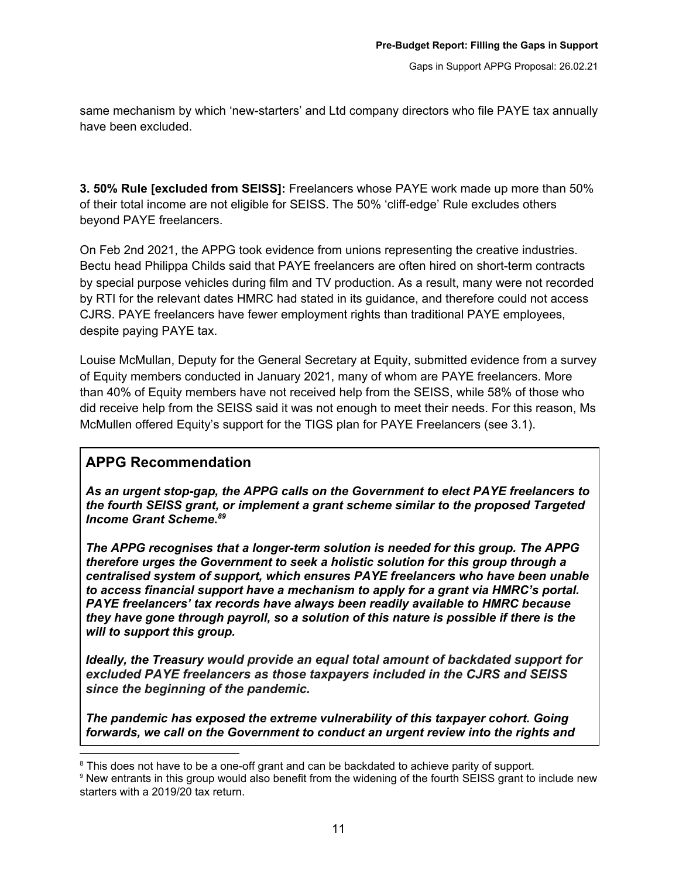same mechanism by which 'new-starters' and Ltd company directors who file PAYE tax annually have been excluded.

**3. 50% Rule [excluded from SEISS]:** Freelancers whose PAYE work made up more than 50% of their total income are not eligible for SEISS. The 50% 'cliff-edge' Rule excludes others beyond PAYE freelancers.

On Feb 2nd 2021, the APPG took evidence from unions representing the creative industries. Bectu head Philippa Childs said that PAYE freelancers are often hired on short-term contracts by special purpose vehicles during film and TV production. As a result, many were not recorded by RTI for the relevant dates HMRC had stated in its guidance, and therefore could not access CJRS. PAYE freelancers have fewer employment rights than traditional PAYE employees, despite paying PAYE tax.

Louise McMullan, Deputy for the General Secretary at Equity, submitted evidence from a survey of Equity members conducted in January 2021, many of whom are PAYE freelancers. More than 40% of Equity members have not received help from the SEISS, while 58% of those who did receive help from the SEISS said it was not enough to meet their needs. For this reason, Ms McMullen offered Equity's support for the TIGS plan for PAYE Freelancers (see 3.1).

## APPG Recommendation

***As an urgent stop-gap, the APPG calls on the Government to elect PAYE freelancers to the fourth SEISS grant, or implement a grant scheme similar to the proposed Targeted Income Grant Scheme.[8][9]***

***The APPG recognises that a longer-term solution is needed for this group. The APPG therefore urges the Government to seek a holistic solution for this group through a centralised system of support, which ensures PAYE freelancers who have been unable to access financial support have a mechanism to apply for a grant via HMRC's portal. PAYE freelancers' tax records have always been readily available to HMRC because they have gone through payroll, so a solution of this nature is possible if there is the will to support this group.***

***Ideally, the Treasury would provide an equal total amount of backdated support for excluded PAYE freelancers as those taxpayers included in the CJRS and SEISS since the beginning of the pandemic.***

***The pandemic has exposed the extreme vulnerability of this taxpayer cohort. Going forwards, we call on the Government to conduct an urgent review into the rights and***

[8] This does not have to be a one-off grant and can be backdated to achieve parity of support.

[9] New entrants in this group would also benefit from the widening of the fourth SEISS grant to include new starters with a 2019/20 tax return.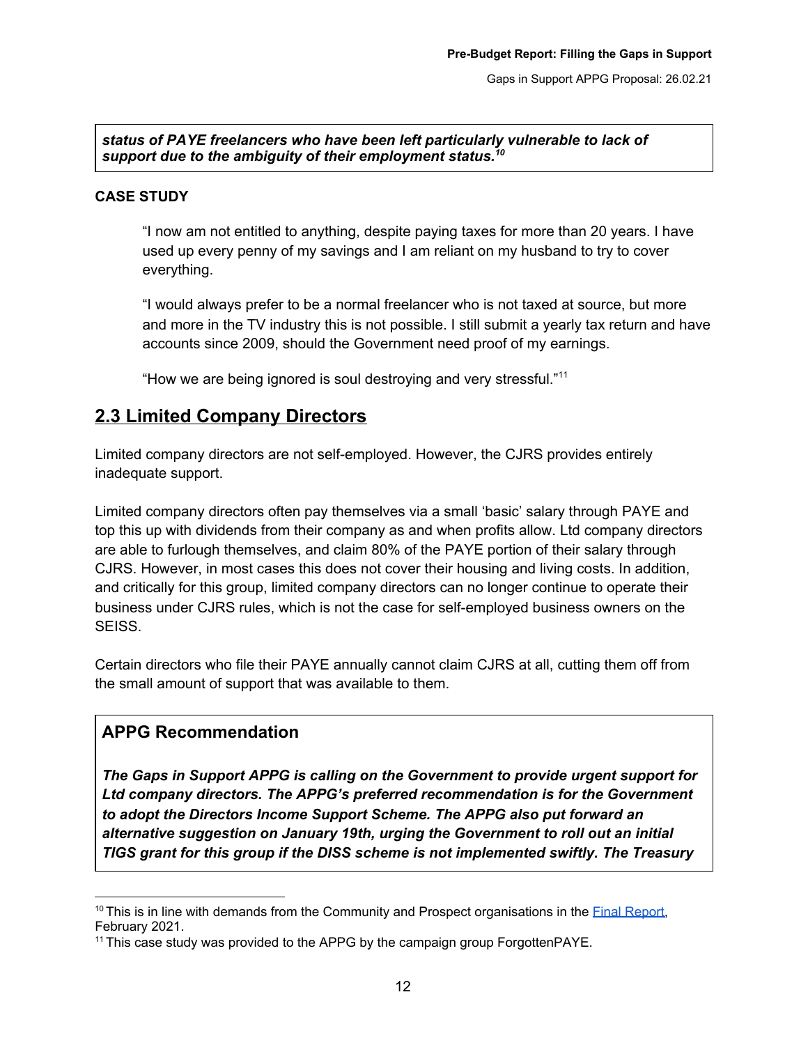***status of PAYE freelancers who have been left particularly vulnerable to lack of support due to the ambiguity of their employment status.[10]***

**CASE STUDY**

> "I now am not entitled to anything, despite paying taxes for more than 20 years. I have used up every penny of my savings and I am reliant on my husband to try to cover everything.
>
> "I would always prefer to be a normal freelancer who is not taxed at source, but more and more in the TV industry this is not possible. I still submit a yearly tax return and have accounts since 2009, should the Government need proof of my earnings.
>
> "How we are being ignored is soul destroying and very stressful."[11]

## 2.3 Limited Company Directors

Limited company directors are not self-employed. However, the CJRS provides entirely inadequate support.

Limited company directors often pay themselves via a small 'basic' salary through PAYE and top this up with dividends from their company as and when profits allow. Ltd company directors are able to furlough themselves, and claim 80% of the PAYE portion of their salary through CJRS. However, in most cases this does not cover their housing and living costs. In addition, and critically for this group, limited company directors can no longer continue to operate their business under CJRS rules, which is not the case for self-employed business owners on the SEISS.

Certain directors who file their PAYE annually cannot claim CJRS at all, cutting them off from the small amount of support that was available to them.

### APPG Recommendation

***The Gaps in Support APPG is calling on the Government to provide urgent support for Ltd company directors. The APPG's preferred recommendation is for the Government to adopt the Directors Income Support Scheme. The APPG also put forward an alternative suggestion on January 19th, urging the Government to roll out an initial TIGS grant for this group if the DISS scheme is not implemented swiftly. The Treasury***

---

[10] This is in line with demands from the Community and Prospect organisations in the [Final Report](), February 2021.

[11] This case study was provided to the APPG by the campaign group ForgottenPAYE.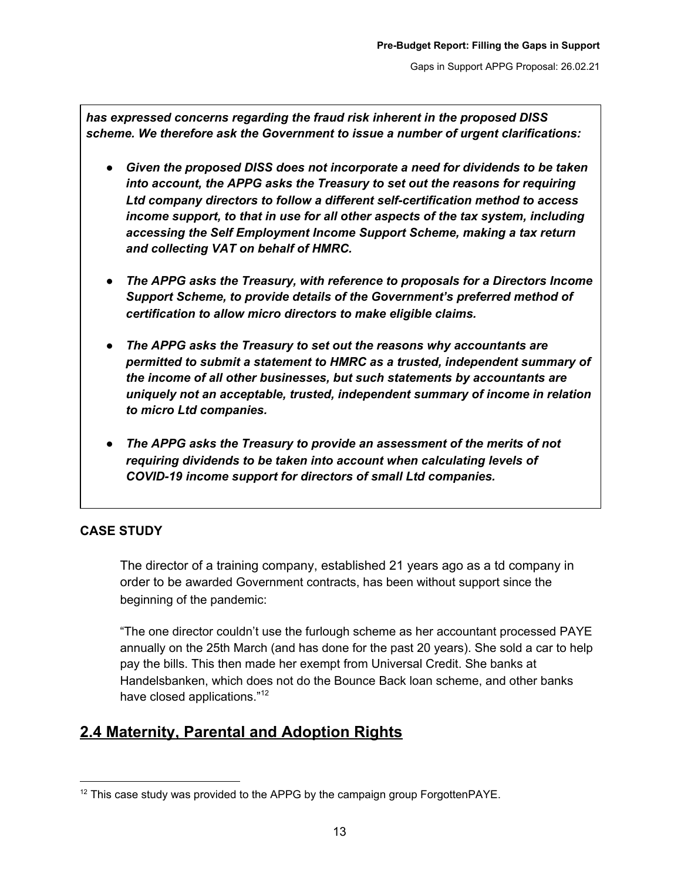***has expressed concerns regarding the fraud risk inherent in the proposed DISS scheme. We therefore ask the Government to issue a number of urgent clarifications:***

- ***Given the proposed DISS does not incorporate a need for dividends to be taken into account, the APPG asks the Treasury to set out the reasons for requiring Ltd company directors to follow a different self-certification method to access income support, to that in use for all other aspects of the tax system, including accessing the Self Employment Income Support Scheme, making a tax return and collecting VAT on behalf of HMRC.***

- ***The APPG asks the Treasury, with reference to proposals for a Directors Income Support Scheme, to provide details of the Government's preferred method of certification to allow micro directors to make eligible claims.***

- ***The APPG asks the Treasury to set out the reasons why accountants are permitted to submit a statement to HMRC as a trusted, independent summary of the income of all other businesses, but such statements by accountants are uniquely not an acceptable, trusted, independent summary of income in relation to micro Ltd companies.***

- ***The APPG asks the Treasury to provide an assessment of the merits of not requiring dividends to be taken into account when calculating levels of COVID-19 income support for directors of small Ltd companies.***

**CASE STUDY**

The director of a training company, established 21 years ago as a td company in order to be awarded Government contracts, has been without support since the beginning of the pandemic:

"The one director couldn't use the furlough scheme as her accountant processed PAYE annually on the 25th March (and has done for the past 20 years). She sold a car to help pay the bills. This then made her exempt from Universal Credit. She banks at Handelsbanken, which does not do the Bounce Back loan scheme, and other banks have closed applications."[12]

## 2.4 Maternity, Parental and Adoption Rights

[12] This case study was provided to the APPG by the campaign group ForgottenPAYE.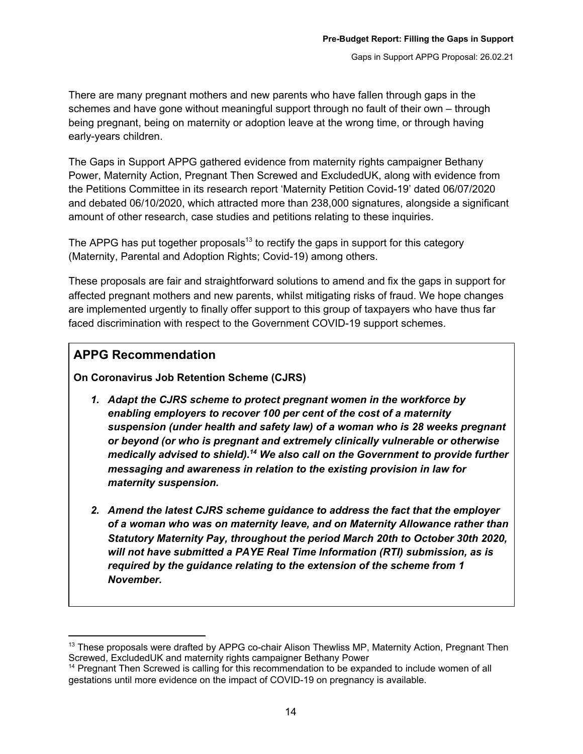There are many pregnant mothers and new parents who have fallen through gaps in the schemes and have gone without meaningful support through no fault of their own – through being pregnant, being on maternity or adoption leave at the wrong time, or through having early-years children.

The Gaps in Support APPG gathered evidence from maternity rights campaigner Bethany Power, Maternity Action, Pregnant Then Screwed and ExcludedUK, along with evidence from the Petitions Committee in its research report 'Maternity Petition Covid-19' dated 06/07/2020 and debated 06/10/2020, which attracted more than 238,000 signatures, alongside a significant amount of other research, case studies and petitions relating to these inquiries.

The APPG has put together proposals[13] to rectify the gaps in support for this category (Maternity, Parental and Adoption Rights; Covid-19) among others.

These proposals are fair and straightforward solutions to amend and fix the gaps in support for affected pregnant mothers and new parents, whilst mitigating risks of fraud. We hope changes are implemented urgently to finally offer support to this group of taxpayers who have thus far faced discrimination with respect to the Government COVID-19 support schemes.

## APPG Recommendation

**On Coronavirus Job Retention Scheme (CJRS)**

1. ***Adapt the CJRS scheme to protect pregnant women in the workforce by enabling employers to recover 100 per cent of the cost of a maternity suspension (under health and safety law) of a woman who is 28 weeks pregnant or beyond (or who is pregnant and extremely clinically vulnerable or otherwise medically advised to shield).[14] We also call on the Government to provide further messaging and awareness in relation to the existing provision in law for maternity suspension.***

2. ***Amend the latest CJRS scheme guidance to address the fact that the employer of a woman who was on maternity leave, and on Maternity Allowance rather than Statutory Maternity Pay, throughout the period March 20th to October 30th 2020, will not have submitted a PAYE Real Time Information (RTI) submission, as is required by the guidance relating to the extension of the scheme from 1 November.***

---

[13] These proposals were drafted by APPG co-chair Alison Thewliss MP, Maternity Action, Pregnant Then Screwed, ExcludedUK and maternity rights campaigner Bethany Power

[14] Pregnant Then Screwed is calling for this recommendation to be expanded to include women of all gestations until more evidence on the impact of COVID-19 on pregnancy is available.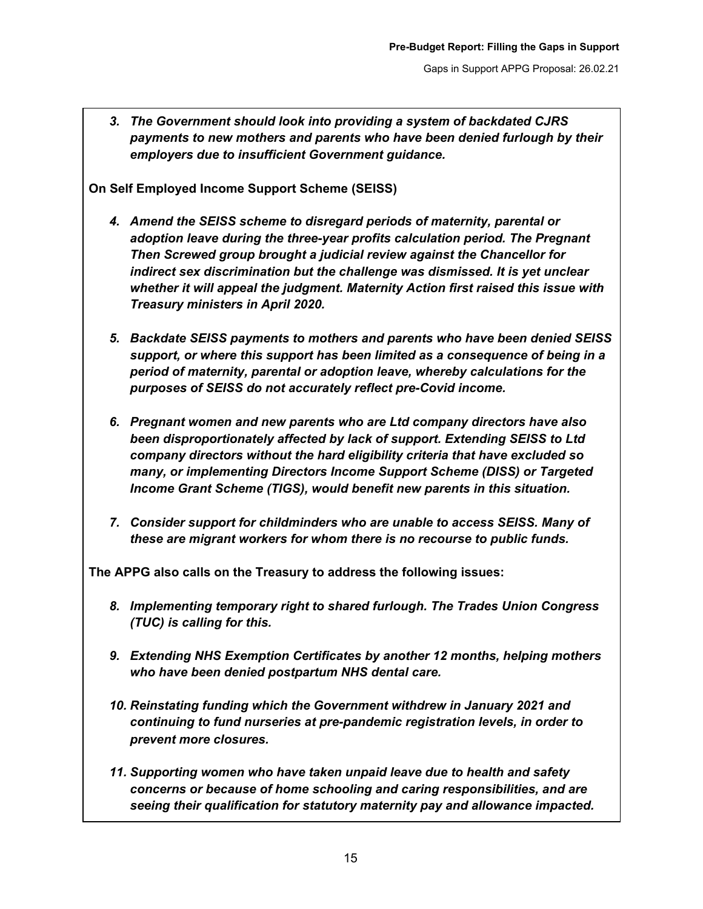3. ***The Government should look into providing a system of backdated CJRS payments to new mothers and parents who have been denied furlough by their employers due to insufficient Government guidance.***

**On Self Employed Income Support Scheme (SEISS)**

4. ***Amend the SEISS scheme to disregard periods of maternity, parental or adoption leave during the three-year profits calculation period. The Pregnant Then Screwed group brought a judicial review against the Chancellor for indirect sex discrimination but the challenge was dismissed. It is yet unclear whether it will appeal the judgment. Maternity Action first raised this issue with Treasury ministers in April 2020.***

5. ***Backdate SEISS payments to mothers and parents who have been denied SEISS support, or where this support has been limited as a consequence of being in a period of maternity, parental or adoption leave, whereby calculations for the purposes of SEISS do not accurately reflect pre-Covid income.***

6. ***Pregnant women and new parents who are Ltd company directors have also been disproportionately affected by lack of support. Extending SEISS to Ltd company directors without the hard eligibility criteria that have excluded so many, or implementing Directors Income Support Scheme (DISS) or Targeted Income Grant Scheme (TIGS), would benefit new parents in this situation.***

7. ***Consider support for childminders who are unable to access SEISS. Many of these are migrant workers for whom there is no recourse to public funds.***

**The APPG also calls on the Treasury to address the following issues:**

8. ***Implementing temporary right to shared furlough. The Trades Union Congress (TUC) is calling for this.***

9. ***Extending NHS Exemption Certificates by another 12 months, helping mothers who have been denied postpartum NHS dental care.***

10. ***Reinstating funding which the Government withdrew in January 2021 and continuing to fund nurseries at pre-pandemic registration levels, in order to prevent more closures.***

11. ***Supporting women who have taken unpaid leave due to health and safety concerns or because of home schooling and caring responsibilities, and are seeing their qualification for statutory maternity pay and allowance impacted.***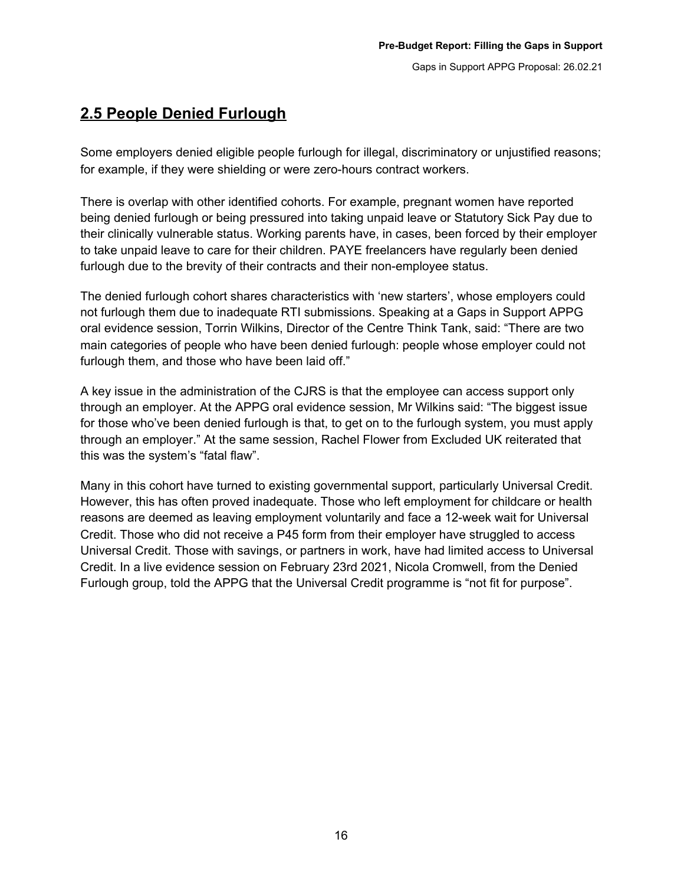## 2.5 People Denied Furlough

Some employers denied eligible people furlough for illegal, discriminatory or unjustified reasons; for example, if they were shielding or were zero-hours contract workers.

There is overlap with other identified cohorts. For example, pregnant women have reported being denied furlough or being pressured into taking unpaid leave or Statutory Sick Pay due to their clinically vulnerable status. Working parents have, in cases, been forced by their employer to take unpaid leave to care for their children. PAYE freelancers have regularly been denied furlough due to the brevity of their contracts and their non-employee status.

The denied furlough cohort shares characteristics with 'new starters', whose employers could not furlough them due to inadequate RTI submissions. Speaking at a Gaps in Support APPG oral evidence session, Torrin Wilkins, Director of the Centre Think Tank, said: "There are two main categories of people who have been denied furlough: people whose employer could not furlough them, and those who have been laid off."

A key issue in the administration of the CJRS is that the employee can access support only through an employer. At the APPG oral evidence session, Mr Wilkins said: "The biggest issue for those who've been denied furlough is that, to get on to the furlough system, you must apply through an employer." At the same session, Rachel Flower from Excluded UK reiterated that this was the system's "fatal flaw".

Many in this cohort have turned to existing governmental support, particularly Universal Credit. However, this has often proved inadequate. Those who left employment for childcare or health reasons are deemed as leaving employment voluntarily and face a 12-week wait for Universal Credit. Those who did not receive a P45 form from their employer have struggled to access Universal Credit. Those with savings, or partners in work, have had limited access to Universal Credit. In a live evidence session on February 23rd 2021, Nicola Cromwell, from the Denied Furlough group, told the APPG that the Universal Credit programme is "not fit for purpose".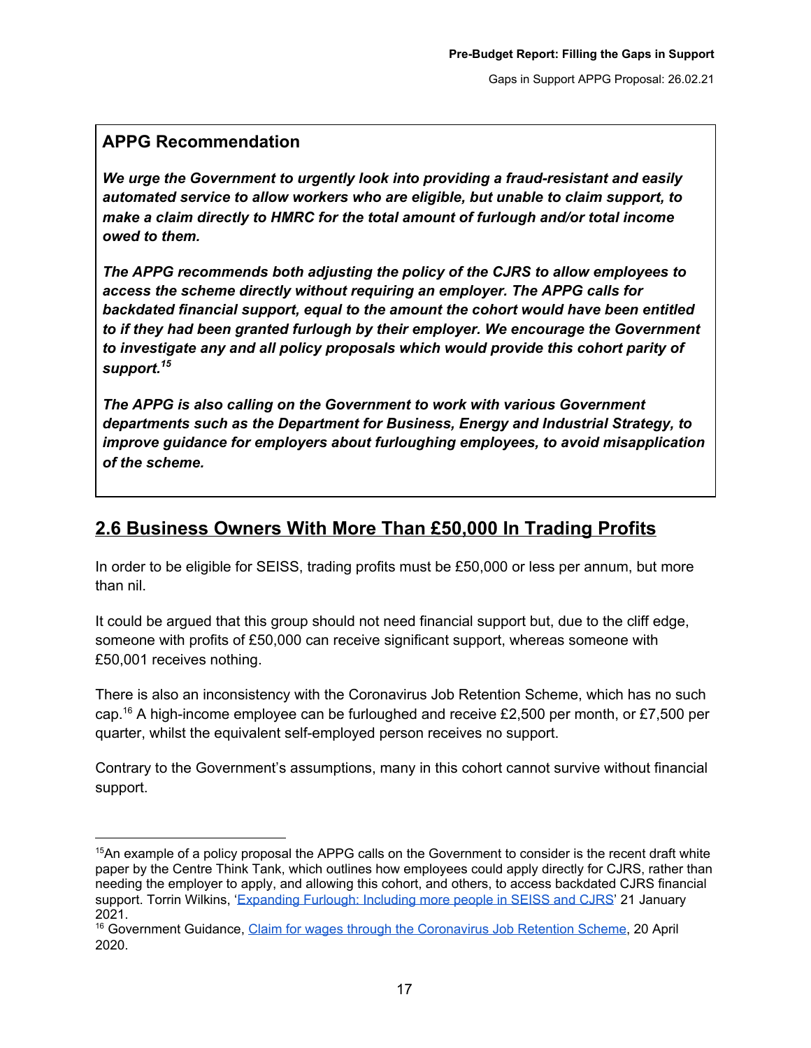**APPG Recommendation**

***We urge the Government to urgently look into providing a fraud-resistant and easily automated service to allow workers who are eligible, but unable to claim support, to make a claim directly to HMRC for the total amount of furlough and/or total income owed to them.***

***The APPG recommends both adjusting the policy of the CJRS to allow employees to access the scheme directly without requiring an employer. The APPG calls for backdated financial support, equal to the amount the cohort would have been entitled to if they had been granted furlough by their employer. We encourage the Government to investigate any and all policy proposals which would provide this cohort parity of support.***[15]

***The APPG is also calling on the Government to work with various Government departments such as the Department for Business, Energy and Industrial Strategy, to improve guidance for employers about furloughing employees, to avoid misapplication of the scheme.***

## 2.6 Business Owners With More Than £50,000 In Trading Profits

In order to be eligible for SEISS, trading profits must be £50,000 or less per annum, but more than nil.

It could be argued that this group should not need financial support but, due to the cliff edge, someone with profits of £50,000 can receive significant support, whereas someone with £50,001 receives nothing.

There is also an inconsistency with the Coronavirus Job Retention Scheme, which has no such cap.[16] A high-income employee can be furloughed and receive £2,500 per month, or £7,500 per quarter, whilst the equivalent self-employed person receives no support.

Contrary to the Government's assumptions, many in this cohort cannot survive without financial support.

---

[15] An example of a policy proposal the APPG calls on the Government to consider is the recent draft white paper by the Centre Think Tank, which outlines how employees could apply directly for CJRS, rather than needing the employer to apply, and allowing this cohort, and others, to access backdated CJRS financial support. Torrin Wilkins, '[Expanding Furlough: Including more people in SEISS and CJRS]' 21 January 2021.

[16] Government Guidance, [Claim for wages through the Coronavirus Job Retention Scheme], 20 April 2020.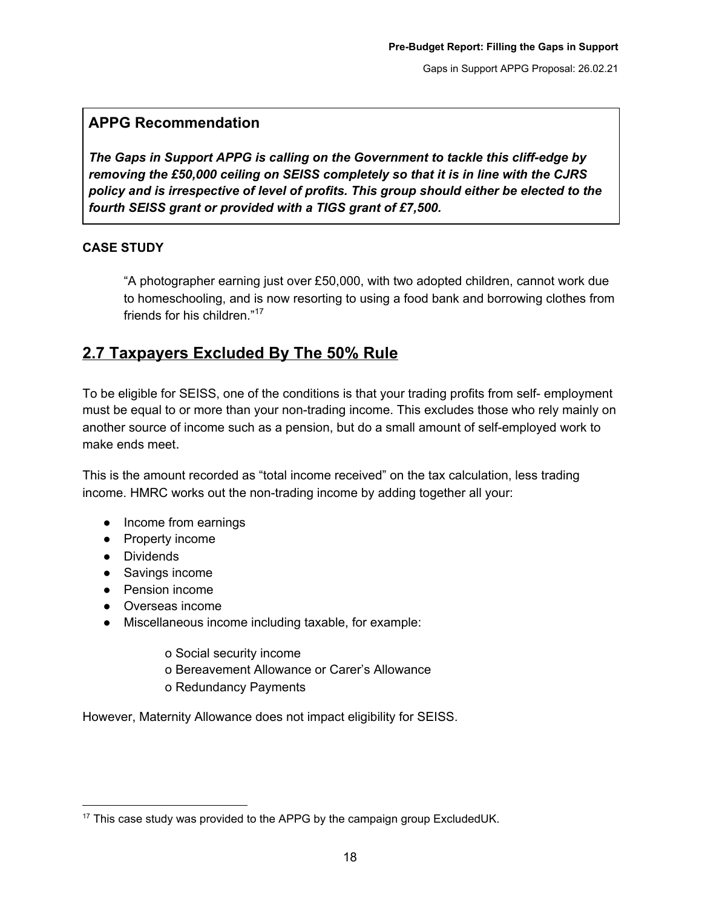### APPG Recommendation

***The Gaps in Support APPG is calling on the Government to tackle this cliff-edge by removing the £50,000 ceiling on SEISS completely so that it is in line with the CJRS policy and is irrespective of level of profits. This group should either be elected to the fourth SEISS grant or provided with a TIGS grant of £7,500.***

**CASE STUDY**

> "A photographer earning just over £50,000, with two adopted children, cannot work due to homeschooling, and is now resorting to using a food bank and borrowing clothes from friends for his children."[17]

## 2.7 Taxpayers Excluded By The 50% Rule

To be eligible for SEISS, one of the conditions is that your trading profits from self- employment must be equal to or more than your non-trading income. This excludes those who rely mainly on another source of income such as a pension, but do a small amount of self-employed work to make ends meet.

This is the amount recorded as "total income received" on the tax calculation, less trading income. HMRC works out the non-trading income by adding together all your:

- Income from earnings
- Property income
- Dividends
- Savings income
- Pension income
- Overseas income
- Miscellaneous income including taxable, for example:
  - Social security income
  - Bereavement Allowance or Carer's Allowance
  - Redundancy Payments

However, Maternity Allowance does not impact eligibility for SEISS.

[17] This case study was provided to the APPG by the campaign group ExcludedUK.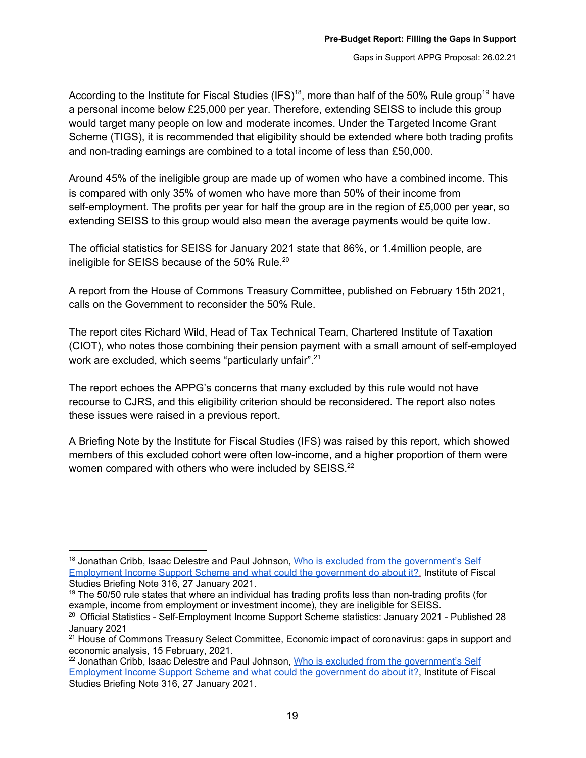According to the Institute for Fiscal Studies (IFS)[18], more than half of the 50% Rule group[19] have a personal income below £25,000 per year. Therefore, extending SEISS to include this group would target many people on low and moderate incomes. Under the Targeted Income Grant Scheme (TIGS), it is recommended that eligibility should be extended where both trading profits and non-trading earnings are combined to a total income of less than £50,000.

Around 45% of the ineligible group are made up of women who have a combined income. This is compared with only 35% of women who have more than 50% of their income from self-employment. The profits per year for half the group are in the region of £5,000 per year, so extending SEISS to this group would also mean the average payments would be quite low.

The official statistics for SEISS for January 2021 state that 86%, or 1.4million people, are ineligible for SEISS because of the 50% Rule.[20]

A report from the House of Commons Treasury Committee, published on February 15th 2021, calls on the Government to reconsider the 50% Rule.

The report cites Richard Wild, Head of Tax Technical Team, Chartered Institute of Taxation (CIOT), who notes those combining their pension payment with a small amount of self-employed work are excluded, which seems "particularly unfair".[21]

The report echoes the APPG's concerns that many excluded by this rule would not have recourse to CJRS, and this eligibility criterion should be reconsidered. The report also notes these issues were raised in a previous report.

A Briefing Note by the Institute for Fiscal Studies (IFS) was raised by this report, which showed members of this excluded cohort were often low-income, and a higher proportion of them were women compared with others who were included by SEISS.[22]

---

[18] Jonathan Cribb, Isaac Delestre and Paul Johnson, [Who is excluded from the government's Self Employment Income Support Scheme and what could the government do about it?](), Institute of Fiscal Studies Briefing Note 316, 27 January 2021.

[19] The 50/50 rule states that where an individual has trading profits less than non-trading profits (for example, income from employment or investment income), they are ineligible for SEISS.

[20] Official Statistics - Self-Employment Income Support Scheme statistics: January 2021 - Published 28 January 2021

[21] House of Commons Treasury Select Committee, Economic impact of coronavirus: gaps in support and economic analysis, 15 February, 2021.

[22] Jonathan Cribb, Isaac Delestre and Paul Johnson, [Who is excluded from the government's Self Employment Income Support Scheme and what could the government do about it?](), Institute of Fiscal Studies Briefing Note 316, 27 January 2021.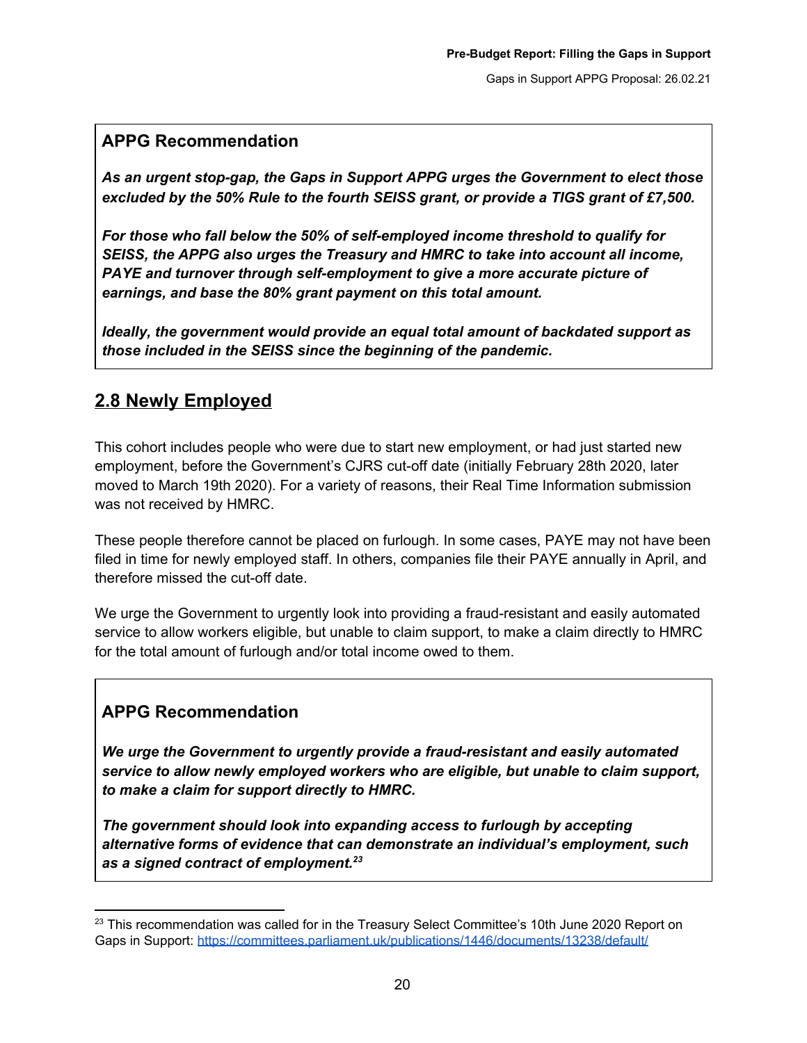**APPG Recommendation**

***As an urgent stop-gap, the Gaps in Support APPG urges the Government to elect those excluded by the 50% Rule to the fourth SEISS grant, or provide a TIGS grant of £7,500.***

***For those who fall below the 50% of self-employed income threshold to qualify for SEISS, the APPG also urges the Treasury and HMRC to take into account all income, PAYE and turnover through self-employment to give a more accurate picture of earnings, and base the 80% grant payment on this total amount.***

***Ideally, the government would provide an equal total amount of backdated support as those included in the SEISS since the beginning of the pandemic.***

## 2.8 Newly Employed

This cohort includes people who were due to start new employment, or had just started new employment, before the Government's CJRS cut-off date (initially February 28th 2020, later moved to March 19th 2020). For a variety of reasons, their Real Time Information submission was not received by HMRC.

These people therefore cannot be placed on furlough. In some cases, PAYE may not have been filed in time for newly employed staff. In others, companies file their PAYE annually in April, and therefore missed the cut-off date.

We urge the Government to urgently look into providing a fraud-resistant and easily automated service to allow workers eligible, but unable to claim support, to make a claim directly to HMRC for the total amount of furlough and/or total income owed to them.

**APPG Recommendation**

***We urge the Government to urgently provide a fraud-resistant and easily automated service to allow newly employed workers who are eligible, but unable to claim support, to make a claim for support directly to HMRC.***

***The government should look into expanding access to furlough by accepting alternative forms of evidence that can demonstrate an individual's employment, such as a signed contract of employment.***[23]

[23] This recommendation was called for in the Treasury Select Committee's 10th June 2020 Report on Gaps in Support: https://committees.parliament.uk/publications/1446/documents/13238/default/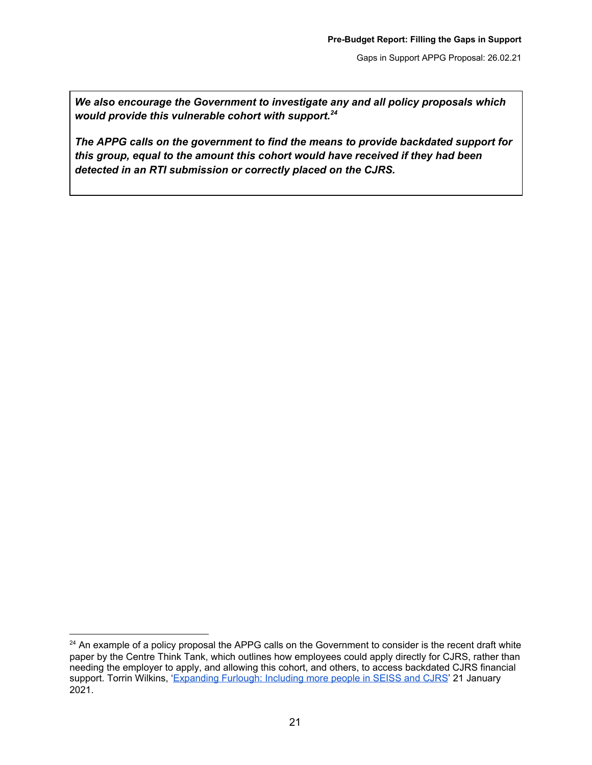***We also encourage the Government to investigate any and all policy proposals which would provide this vulnerable cohort with support.[24]***

***The APPG calls on the government to find the means to provide backdated support for this group, equal to the amount this cohort would have received if they had been detected in an RTI submission or correctly placed on the CJRS.***

[24] An example of a policy proposal the APPG calls on the Government to consider is the recent draft white paper by the Centre Think Tank, which outlines how employees could apply directly for CJRS, rather than needing the employer to apply, and allowing this cohort, and others, to access backdated CJRS financial support. Torrin Wilkins, '[Expanding Furlough: Including more people in SEISS and CJRS]' 21 January 2021.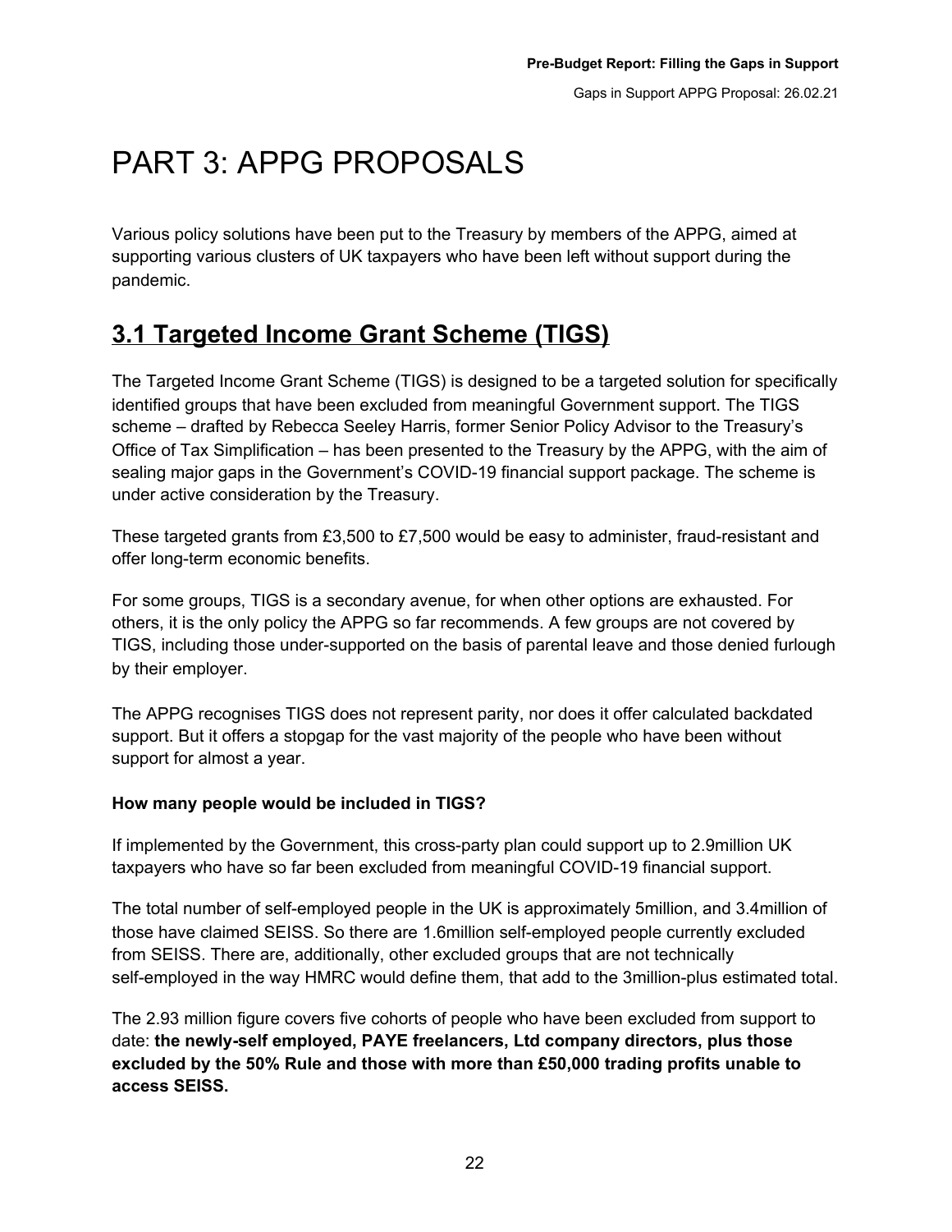# PART 3: APPG PROPOSALS

Various policy solutions have been put to the Treasury by members of the APPG, aimed at supporting various clusters of UK taxpayers who have been left without support during the pandemic.

## 3.1 Targeted Income Grant Scheme (TIGS)

The Targeted Income Grant Scheme (TIGS) is designed to be a targeted solution for specifically identified groups that have been excluded from meaningful Government support. The TIGS scheme – drafted by Rebecca Seeley Harris, former Senior Policy Advisor to the Treasury's Office of Tax Simplification – has been presented to the Treasury by the APPG, with the aim of sealing major gaps in the Government's COVID-19 financial support package. The scheme is under active consideration by the Treasury.

These targeted grants from £3,500 to £7,500 would be easy to administer, fraud-resistant and offer long-term economic benefits.

For some groups, TIGS is a secondary avenue, for when other options are exhausted. For others, it is the only policy the APPG so far recommends. A few groups are not covered by TIGS, including those under-supported on the basis of parental leave and those denied furlough by their employer.

The APPG recognises TIGS does not represent parity, nor does it offer calculated backdated support. But it offers a stopgap for the vast majority of the people who have been without support for almost a year.

**How many people would be included in TIGS?**

If implemented by the Government, this cross-party plan could support up to 2.9million UK taxpayers who have so far been excluded from meaningful COVID-19 financial support.

The total number of self-employed people in the UK is approximately 5million, and 3.4million of those have claimed SEISS. So there are 1.6million self-employed people currently excluded from SEISS. There are, additionally, other excluded groups that are not technically self-employed in the way HMRC would define them, that add to the 3million-plus estimated total.

The 2.93 million figure covers five cohorts of people who have been excluded from support to date: **the newly-self employed, PAYE freelancers, Ltd company directors, plus those excluded by the 50% Rule and those with more than £50,000 trading profits unable to access SEISS.**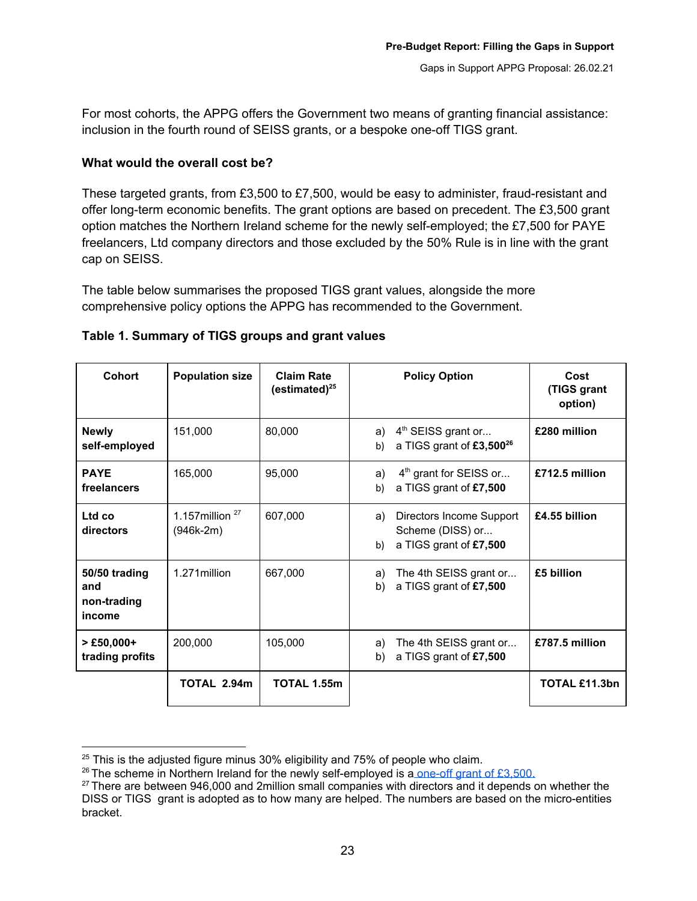For most cohorts, the APPG offers the Government two means of granting financial assistance: inclusion in the fourth round of SEISS grants, or a bespoke one-off TIGS grant.

**What would the overall cost be?**

These targeted grants, from £3,500 to £7,500, would be easy to administer, fraud-resistant and offer long-term economic benefits. The grant options are based on precedent. The £3,500 grant option matches the Northern Ireland scheme for the newly self-employed; the £7,500 for PAYE freelancers, Ltd company directors and those excluded by the 50% Rule is in line with the grant cap on SEISS.

The table below summarises the proposed TIGS grant values, alongside the more comprehensive policy options the APPG has recommended to the Government.

**Table 1. Summary of TIGS groups and grant values**

| Cohort | Population size | Claim Rate (estimated)[25] | Policy Option | Cost (TIGS grant option) |
|---|---|---|---|---|
| **Newly self-employed** | 151,000 | 80,000 | a) 4th SEISS grant or... b) a TIGS grant of **£3,500**[26] | **£280 million** |
| **PAYE freelancers** | 165,000 | 95,000 | a) 4th grant for SEISS or... b) a TIGS grant of **£7,500** | **£712.5 million** |
| **Ltd co directors** | 1.157million[27] (946k-2m) | 607,000 | a) Directors Income Support Scheme (DISS) or... b) a TIGS grant of **£7,500** | **£4.55 billion** |
| **50/50 trading and non-trading income** | 1.271million | 667,000 | a) The 4th SEISS grant or... b) a TIGS grant of **£7,500** | **£5 billion** |
| **> £50,000+ trading profits** | 200,000 | 105,000 | a) The 4th SEISS grant or... b) a TIGS grant of **£7,500** | **£787.5 million** |
| | **TOTAL 2.94m** | **TOTAL 1.55m** | | **TOTAL £11.3bn** |

[25] This is the adjusted figure minus 30% eligibility and 75% of people who claim.

[26] The scheme in Northern Ireland for the newly self-employed is a one-off grant of £3,500.

[27] There are between 946,000 and 2million small companies with directors and it depends on whether the DISS or TIGS grant is adopted as to how many are helped. The numbers are based on the micro-entities bracket.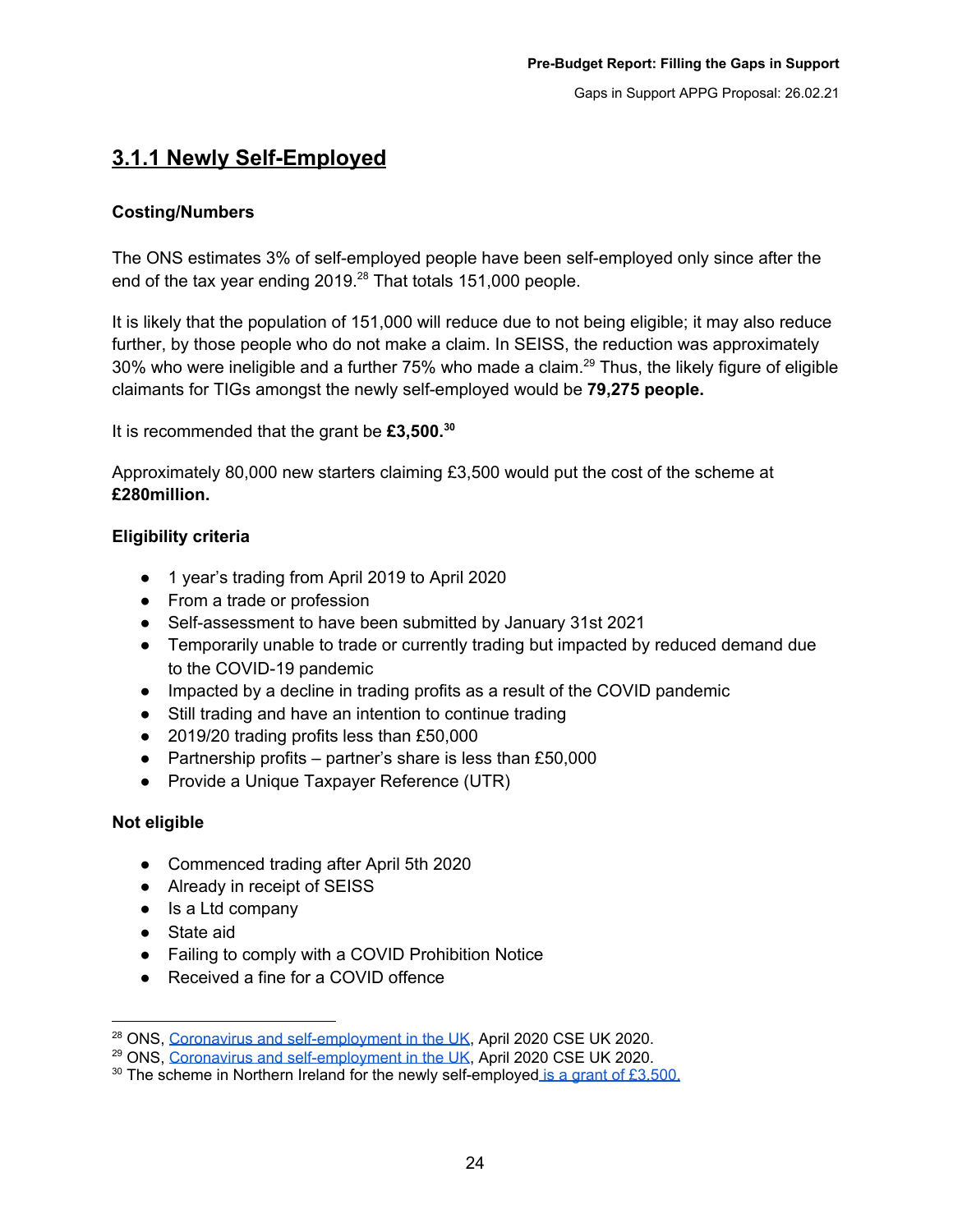## 3.1.1 Newly Self-Employed

**Costing/Numbers**

The ONS estimates 3% of self-employed people have been self-employed only since after the end of the tax year ending 2019.[28] That totals 151,000 people.

It is likely that the population of 151,000 will reduce due to not being eligible; it may also reduce further, by those people who do not make a claim. In SEISS, the reduction was approximately 30% who were ineligible and a further 75% who made a claim.[29] Thus, the likely figure of eligible claimants for TIGs amongst the newly self-employed would be **79,275 people.**

It is recommended that the grant be **£3,500.**[30]

Approximately 80,000 new starters claiming £3,500 would put the cost of the scheme at **£280million.**

**Eligibility criteria**

- 1 year's trading from April 2019 to April 2020
- From a trade or profession
- Self-assessment to have been submitted by January 31st 2021
- Temporarily unable to trade or currently trading but impacted by reduced demand due to the COVID-19 pandemic
- Impacted by a decline in trading profits as a result of the COVID pandemic
- Still trading and have an intention to continue trading
- 2019/20 trading profits less than £50,000
- Partnership profits – partner's share is less than £50,000
- Provide a Unique Taxpayer Reference (UTR)

**Not eligible**

- Commenced trading after April 5th 2020
- Already in receipt of SEISS
- Is a Ltd company
- State aid
- Failing to comply with a COVID Prohibition Notice
- Received a fine for a COVID offence

---

[28] ONS, Coronavirus and self-employment in the UK, April 2020 CSE UK 2020.
[29] ONS, Coronavirus and self-employment in the UK, April 2020 CSE UK 2020.
[30] The scheme in Northern Ireland for the newly self-employed is a grant of £3,500.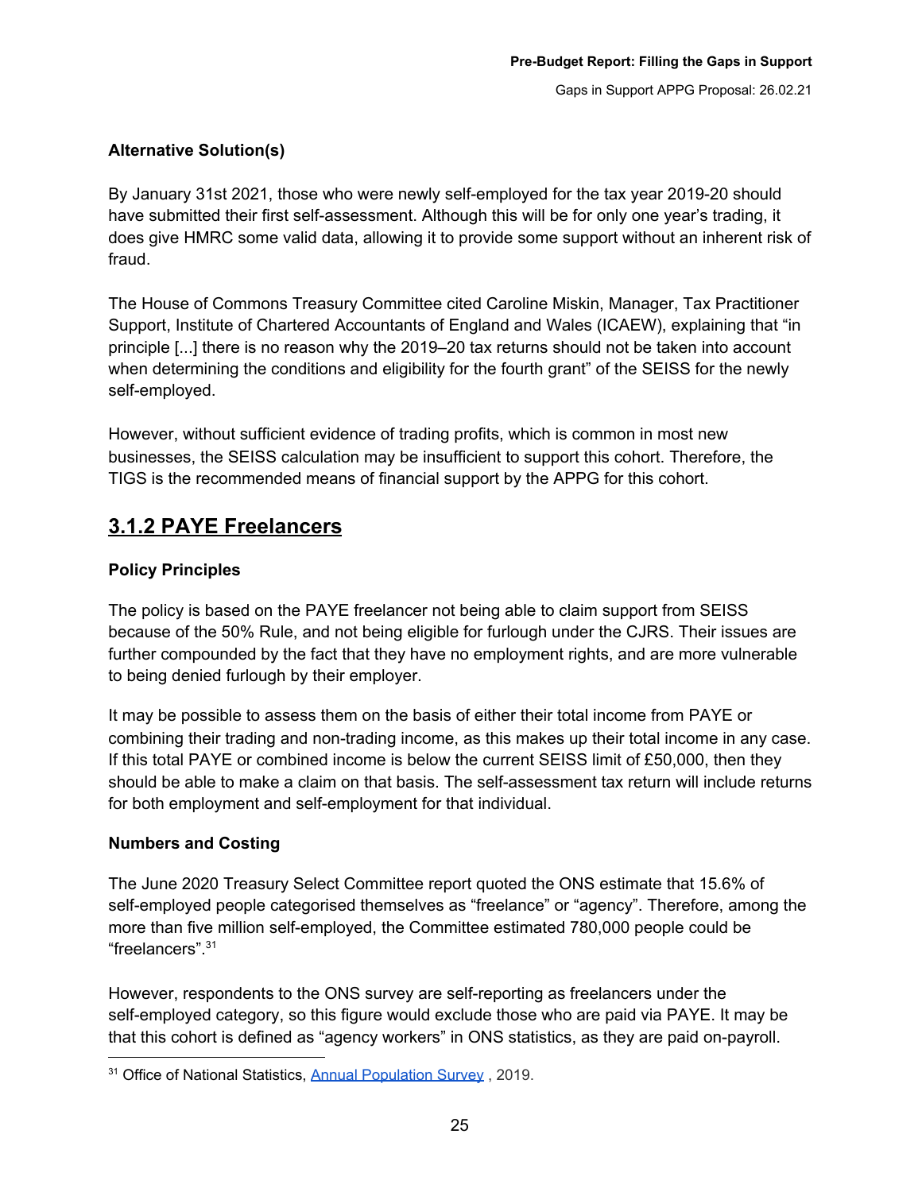### Alternative Solution(s)

By January 31st 2021, those who were newly self-employed for the tax year 2019-20 should have submitted their first self-assessment. Although this will be for only one year's trading, it does give HMRC some valid data, allowing it to provide some support without an inherent risk of fraud.

The House of Commons Treasury Committee cited Caroline Miskin, Manager, Tax Practitioner Support, Institute of Chartered Accountants of England and Wales (ICAEW), explaining that "in principle [...] there is no reason why the 2019–20 tax returns should not be taken into account when determining the conditions and eligibility for the fourth grant" of the SEISS for the newly self-employed.

However, without sufficient evidence of trading profits, which is common in most new businesses, the SEISS calculation may be insufficient to support this cohort. Therefore, the TIGS is the recommended means of financial support by the APPG for this cohort.

## 3.1.2 PAYE Freelancers

### Policy Principles

The policy is based on the PAYE freelancer not being able to claim support from SEISS because of the 50% Rule, and not being eligible for furlough under the CJRS. Their issues are further compounded by the fact that they have no employment rights, and are more vulnerable to being denied furlough by their employer.

It may be possible to assess them on the basis of either their total income from PAYE or combining their trading and non-trading income, as this makes up their total income in any case. If this total PAYE or combined income is below the current SEISS limit of £50,000, then they should be able to make a claim on that basis. The self-assessment tax return will include returns for both employment and self-employment for that individual.

### Numbers and Costing

The June 2020 Treasury Select Committee report quoted the ONS estimate that 15.6% of self-employed people categorised themselves as "freelance" or "agency". Therefore, among the more than five million self-employed, the Committee estimated 780,000 people could be "freelancers".[31]

However, respondents to the ONS survey are self-reporting as freelancers under the self-employed category, so this figure would exclude those who are paid via PAYE. It may be that this cohort is defined as "agency workers" in ONS statistics, as they are paid on-payroll.

[31] Office of National Statistics, Annual Population Survey , 2019.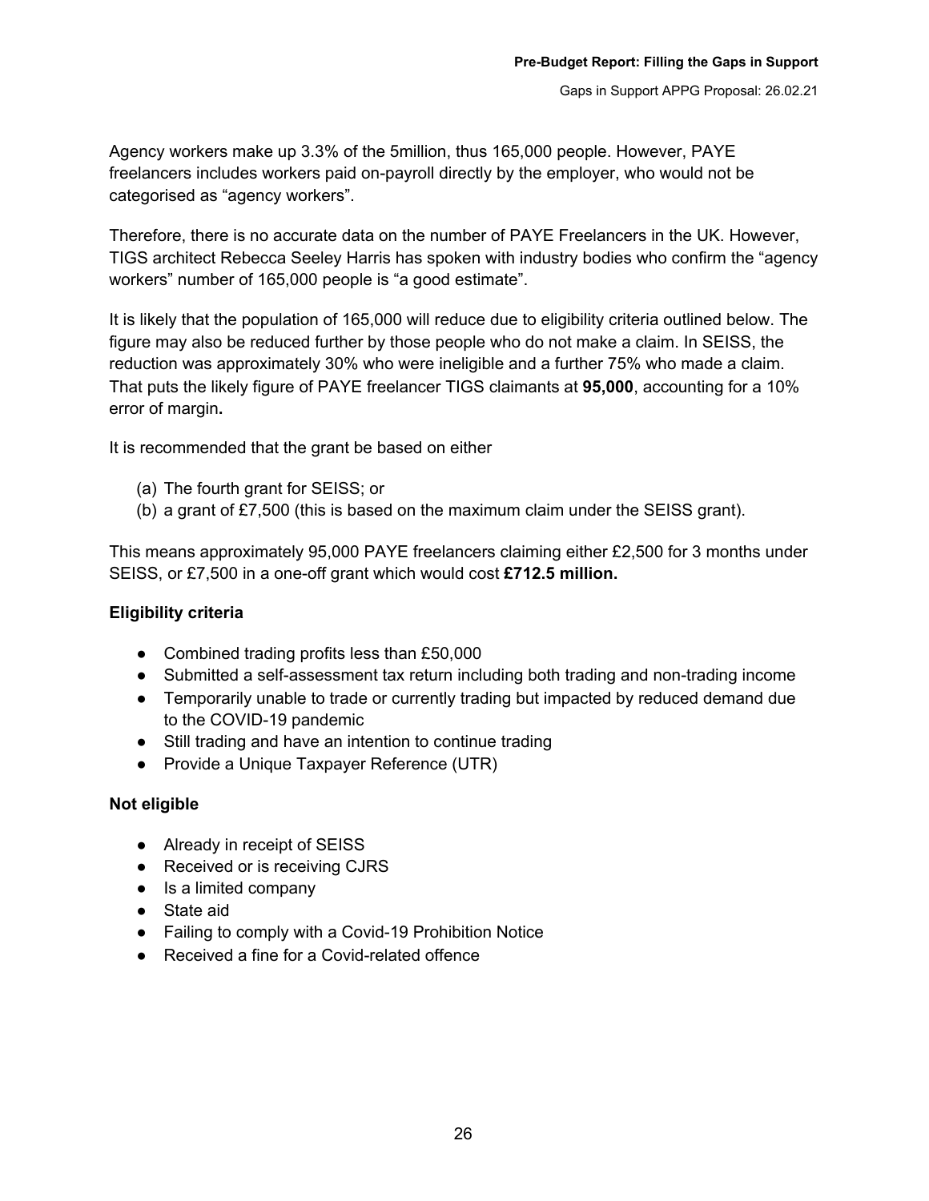Agency workers make up 3.3% of the 5million, thus 165,000 people. However, PAYE freelancers includes workers paid on-payroll directly by the employer, who would not be categorised as "agency workers".

Therefore, there is no accurate data on the number of PAYE Freelancers in the UK. However, TIGS architect Rebecca Seeley Harris has spoken with industry bodies who confirm the "agency workers" number of 165,000 people is "a good estimate".

It is likely that the population of 165,000 will reduce due to eligibility criteria outlined below. The figure may also be reduced further by those people who do not make a claim. In SEISS, the reduction was approximately 30% who were ineligible and a further 75% who made a claim. That puts the likely figure of PAYE freelancer TIGS claimants at **95,000**, accounting for a 10% error of margin**.**

It is recommended that the grant be based on either

(a) The fourth grant for SEISS; or
(b) a grant of £7,500 (this is based on the maximum claim under the SEISS grant).

This means approximately 95,000 PAYE freelancers claiming either £2,500 for 3 months under SEISS, or £7,500 in a one-off grant which would cost **£712.5 million.**

**Eligibility criteria**

- Combined trading profits less than £50,000
- Submitted a self-assessment tax return including both trading and non-trading income
- Temporarily unable to trade or currently trading but impacted by reduced demand due to the COVID-19 pandemic
- Still trading and have an intention to continue trading
- Provide a Unique Taxpayer Reference (UTR)

**Not eligible**

- Already in receipt of SEISS
- Received or is receiving CJRS
- Is a limited company
- State aid
- Failing to comply with a Covid-19 Prohibition Notice
- Received a fine for a Covid-related offence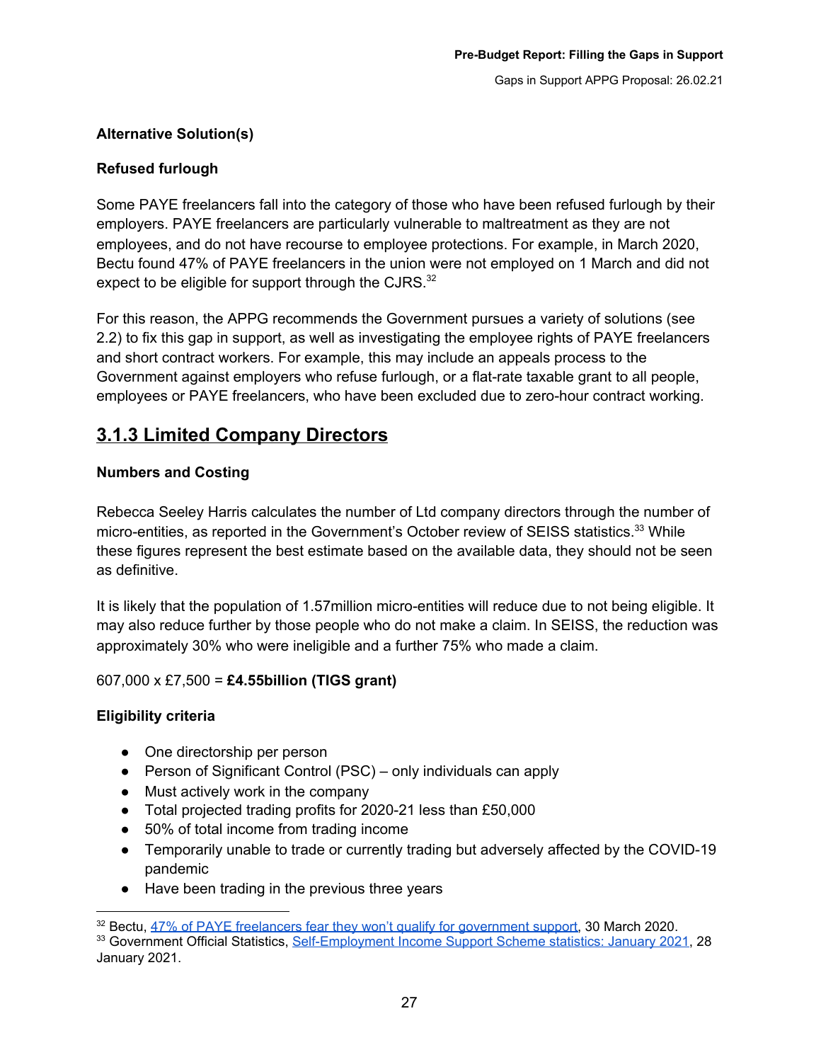**Alternative Solution(s)**

**Refused furlough**

Some PAYE freelancers fall into the category of those who have been refused furlough by their employers. PAYE freelancers are particularly vulnerable to maltreatment as they are not employees, and do not have recourse to employee protections. For example, in March 2020, Bectu found 47% of PAYE freelancers in the union were not employed on 1 March and did not expect to be eligible for support through the CJRS.[32]

For this reason, the APPG recommends the Government pursues a variety of solutions (see 2.2) to fix this gap in support, as well as investigating the employee rights of PAYE freelancers and short contract workers. For example, this may include an appeals process to the Government against employers who refuse furlough, or a flat-rate taxable grant to all people, employees or PAYE freelancers, who have been excluded due to zero-hour contract working.

## 3.1.3 Limited Company Directors

**Numbers and Costing**

Rebecca Seeley Harris calculates the number of Ltd company directors through the number of micro-entities, as reported in the Government's October review of SEISS statistics.[33] While these figures represent the best estimate based on the available data, they should not be seen as definitive.

It is likely that the population of 1.57million micro-entities will reduce due to not being eligible. It may also reduce further by those people who do not make a claim. In SEISS, the reduction was approximately 30% who were ineligible and a further 75% who made a claim.

607,000 x £7,500 = **£4.55billion (TIGS grant)**

**Eligibility criteria**

- One directorship per person
- Person of Significant Control (PSC) – only individuals can apply
- Must actively work in the company
- Total projected trading profits for 2020-21 less than £50,000
- 50% of total income from trading income
- Temporarily unable to trade or currently trading but adversely affected by the COVID-19 pandemic
- Have been trading in the previous three years

---

[32] Bectu, 47% of PAYE freelancers fear they won't qualify for government support, 30 March 2020.

[33] Government Official Statistics, Self-Employment Income Support Scheme statistics: January 2021, 28 January 2021.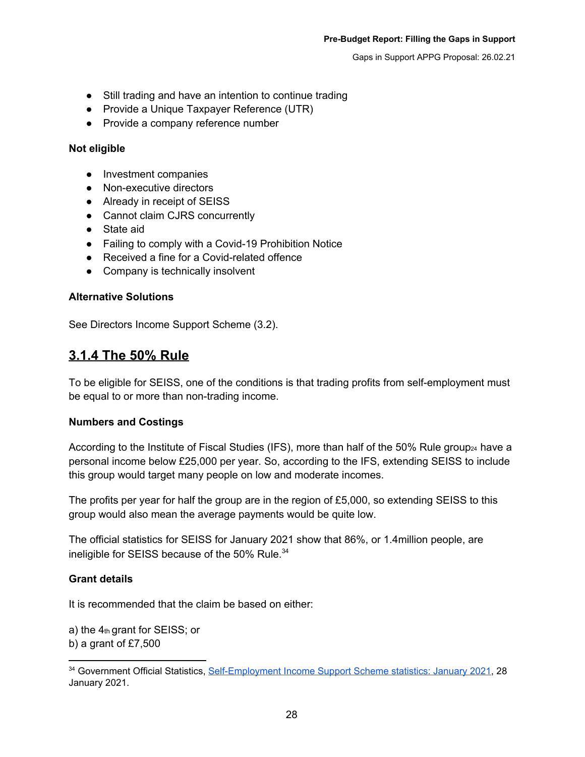- Still trading and have an intention to continue trading
- Provide a Unique Taxpayer Reference (UTR)
- Provide a company reference number

**Not eligible**

- Investment companies
- Non-executive directors
- Already in receipt of SEISS
- Cannot claim CJRS concurrently
- State aid
- Failing to comply with a Covid-19 Prohibition Notice
- Received a fine for a Covid-related offence
- Company is technically insolvent

**Alternative Solutions**

See Directors Income Support Scheme (3.2).

## 3.1.4 The 50% Rule

To be eligible for SEISS, one of the conditions is that trading profits from self-employment must be equal to or more than non-trading income.

**Numbers and Costings**

According to the Institute of Fiscal Studies (IFS), more than half of the 50% Rule group[24] have a personal income below £25,000 per year. So, according to the IFS, extending SEISS to include this group would target many people on low and moderate incomes.

The profits per year for half the group are in the region of £5,000, so extending SEISS to this group would also mean the average payments would be quite low.

The official statistics for SEISS for January 2021 show that 86%, or 1.4million people, are ineligible for SEISS because of the 50% Rule.[34]

**Grant details**

It is recommended that the claim be based on either:

a) the 4th grant for SEISS; or
b) a grant of £7,500

[34] Government Official Statistics, Self-Employment Income Support Scheme statistics: January 2021, 28 January 2021.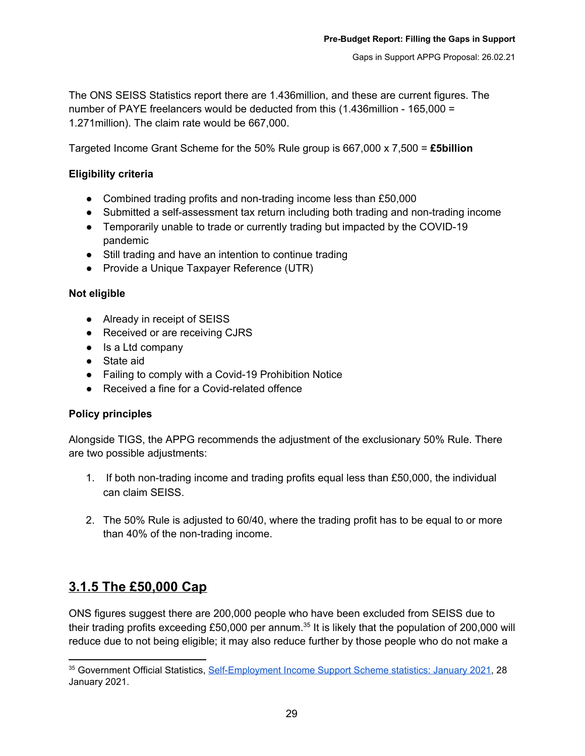The ONS SEISS Statistics report there are 1.436million, and these are current figures. The number of PAYE freelancers would be deducted from this (1.436million - 165,000 = 1.271million). The claim rate would be 667,000.

Targeted Income Grant Scheme for the 50% Rule group is 667,000 x 7,500 = **£5billion**

**Eligibility criteria**

- Combined trading profits and non-trading income less than £50,000
- Submitted a self-assessment tax return including both trading and non-trading income
- Temporarily unable to trade or currently trading but impacted by the COVID-19 pandemic
- Still trading and have an intention to continue trading
- Provide a Unique Taxpayer Reference (UTR)

**Not eligible**

- Already in receipt of SEISS
- Received or are receiving CJRS
- Is a Ltd company
- State aid
- Failing to comply with a Covid-19 Prohibition Notice
- Received a fine for a Covid-related offence

**Policy principles**

Alongside TIGS, the APPG recommends the adjustment of the exclusionary 50% Rule. There are two possible adjustments:

1. If both non-trading income and trading profits equal less than £50,000, the individual can claim SEISS.
2. The 50% Rule is adjusted to 60/40, where the trading profit has to be equal to or more than 40% of the non-trading income.

## 3.1.5 The £50,000 Cap

ONS figures suggest there are 200,000 people who have been excluded from SEISS due to their trading profits exceeding £50,000 per annum.[35] It is likely that the population of 200,000 will reduce due to not being eligible; it may also reduce further by those people who do not make a

[35] Government Official Statistics, Self-Employment Income Support Scheme statistics: January 2021, 28 January 2021.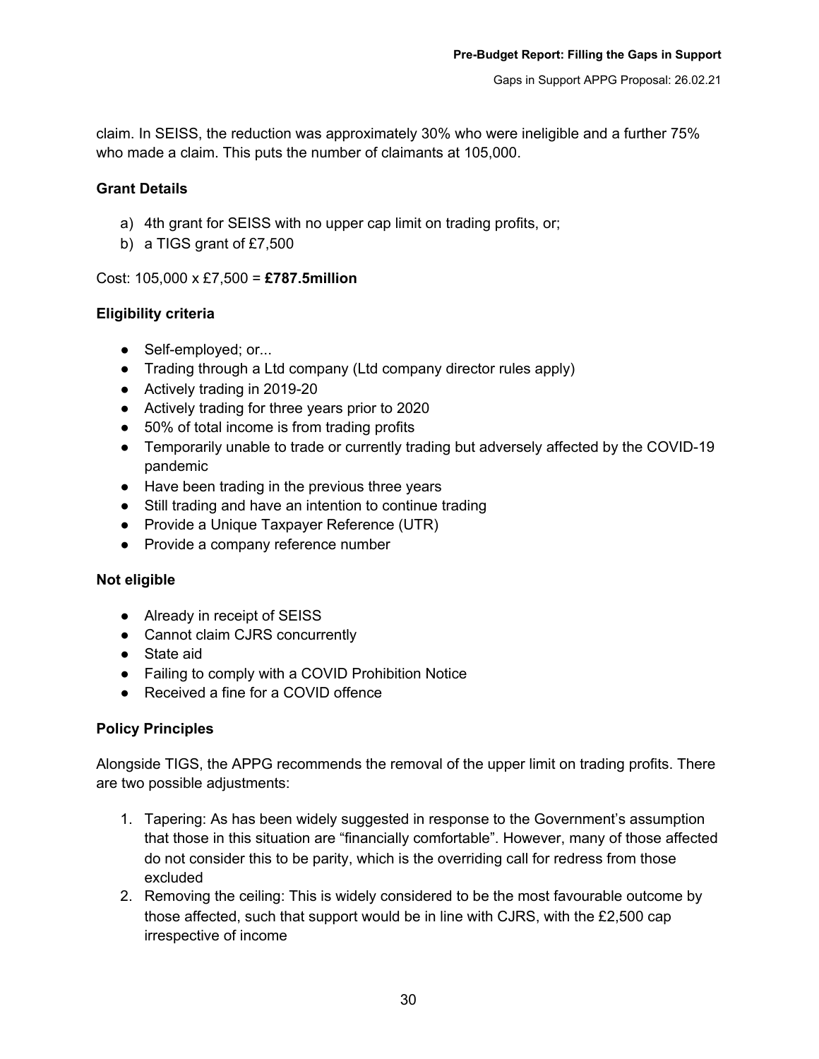claim. In SEISS, the reduction was approximately 30% who were ineligible and a further 75% who made a claim. This puts the number of claimants at 105,000.

**Grant Details**

a) 4th grant for SEISS with no upper cap limit on trading profits, or;
b) a TIGS grant of £7,500

Cost: 105,000 x £7,500 = **£787.5million**

**Eligibility criteria**

- Self-employed; or...
- Trading through a Ltd company (Ltd company director rules apply)
- Actively trading in 2019-20
- Actively trading for three years prior to 2020
- 50% of total income is from trading profits
- Temporarily unable to trade or currently trading but adversely affected by the COVID-19 pandemic
- Have been trading in the previous three years
- Still trading and have an intention to continue trading
- Provide a Unique Taxpayer Reference (UTR)
- Provide a company reference number

**Not eligible**

- Already in receipt of SEISS
- Cannot claim CJRS concurrently
- State aid
- Failing to comply with a COVID Prohibition Notice
- Received a fine for a COVID offence

**Policy Principles**

Alongside TIGS, the APPG recommends the removal of the upper limit on trading profits. There are two possible adjustments:

1. Tapering: As has been widely suggested in response to the Government's assumption that those in this situation are "financially comfortable". However, many of those affected do not consider this to be parity, which is the overriding call for redress from those excluded
2. Removing the ceiling: This is widely considered to be the most favourable outcome by those affected, such that support would be in line with CJRS, with the £2,500 cap irrespective of income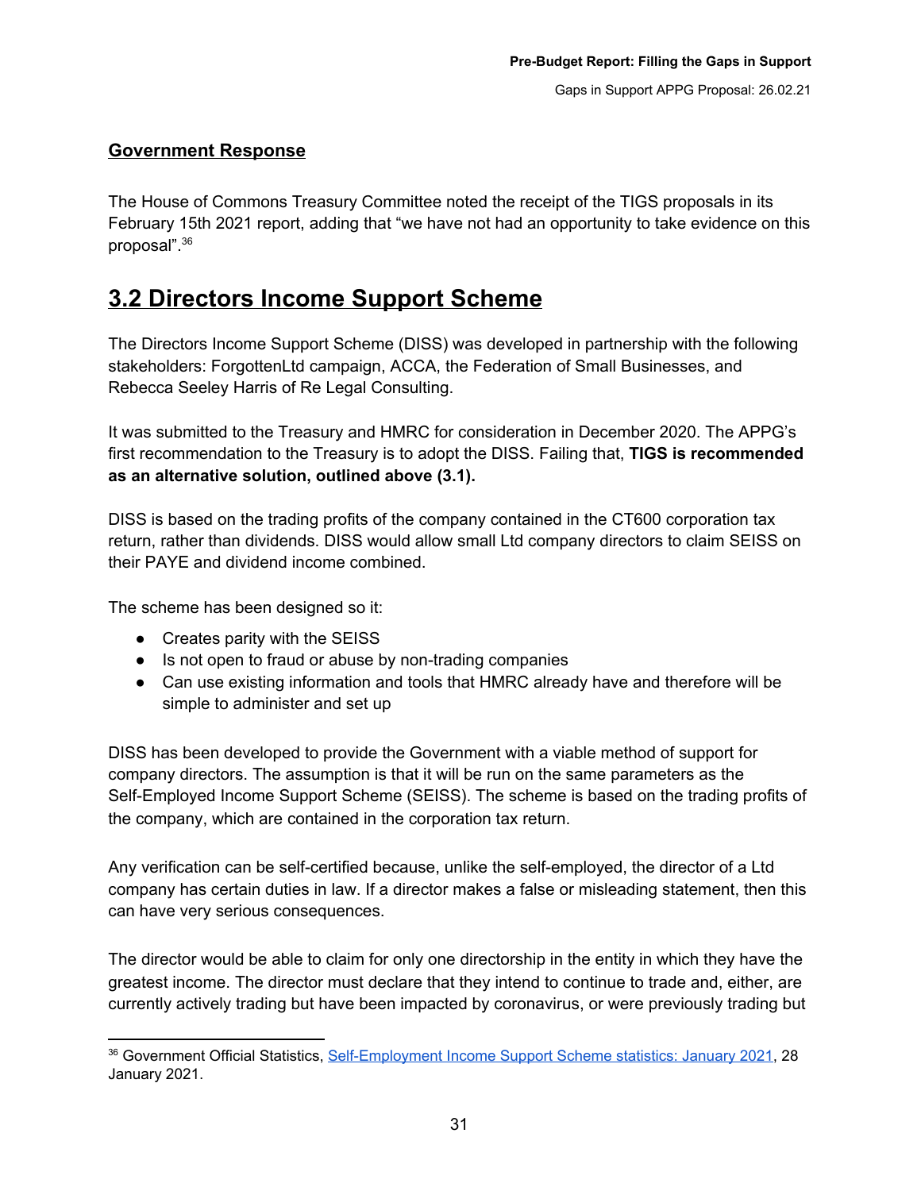**Government Response**

The House of Commons Treasury Committee noted the receipt of the TIGS proposals in its February 15th 2021 report, adding that "we have not had an opportunity to take evidence on this proposal".[36]

## 3.2 Directors Income Support Scheme

The Directors Income Support Scheme (DISS) was developed in partnership with the following stakeholders: ForgottenLtd campaign, ACCA, the Federation of Small Businesses, and Rebecca Seeley Harris of Re Legal Consulting.

It was submitted to the Treasury and HMRC for consideration in December 2020. The APPG's first recommendation to the Treasury is to adopt the DISS. Failing that, **TIGS is recommended as an alternative solution, outlined above (3.1).**

DISS is based on the trading profits of the company contained in the CT600 corporation tax return, rather than dividends. DISS would allow small Ltd company directors to claim SEISS on their PAYE and dividend income combined.

The scheme has been designed so it:

- Creates parity with the SEISS
- Is not open to fraud or abuse by non-trading companies
- Can use existing information and tools that HMRC already have and therefore will be simple to administer and set up

DISS has been developed to provide the Government with a viable method of support for company directors. The assumption is that it will be run on the same parameters as the Self-Employed Income Support Scheme (SEISS). The scheme is based on the trading profits of the company, which are contained in the corporation tax return.

Any verification can be self-certified because, unlike the self-employed, the director of a Ltd company has certain duties in law. If a director makes a false or misleading statement, then this can have very serious consequences.

The director would be able to claim for only one directorship in the entity in which they have the greatest income. The director must declare that they intend to continue to trade and, either, are currently actively trading but have been impacted by coronavirus, or were previously trading but

[36] Government Official Statistics, Self-Employment Income Support Scheme statistics: January 2021, 28 January 2021.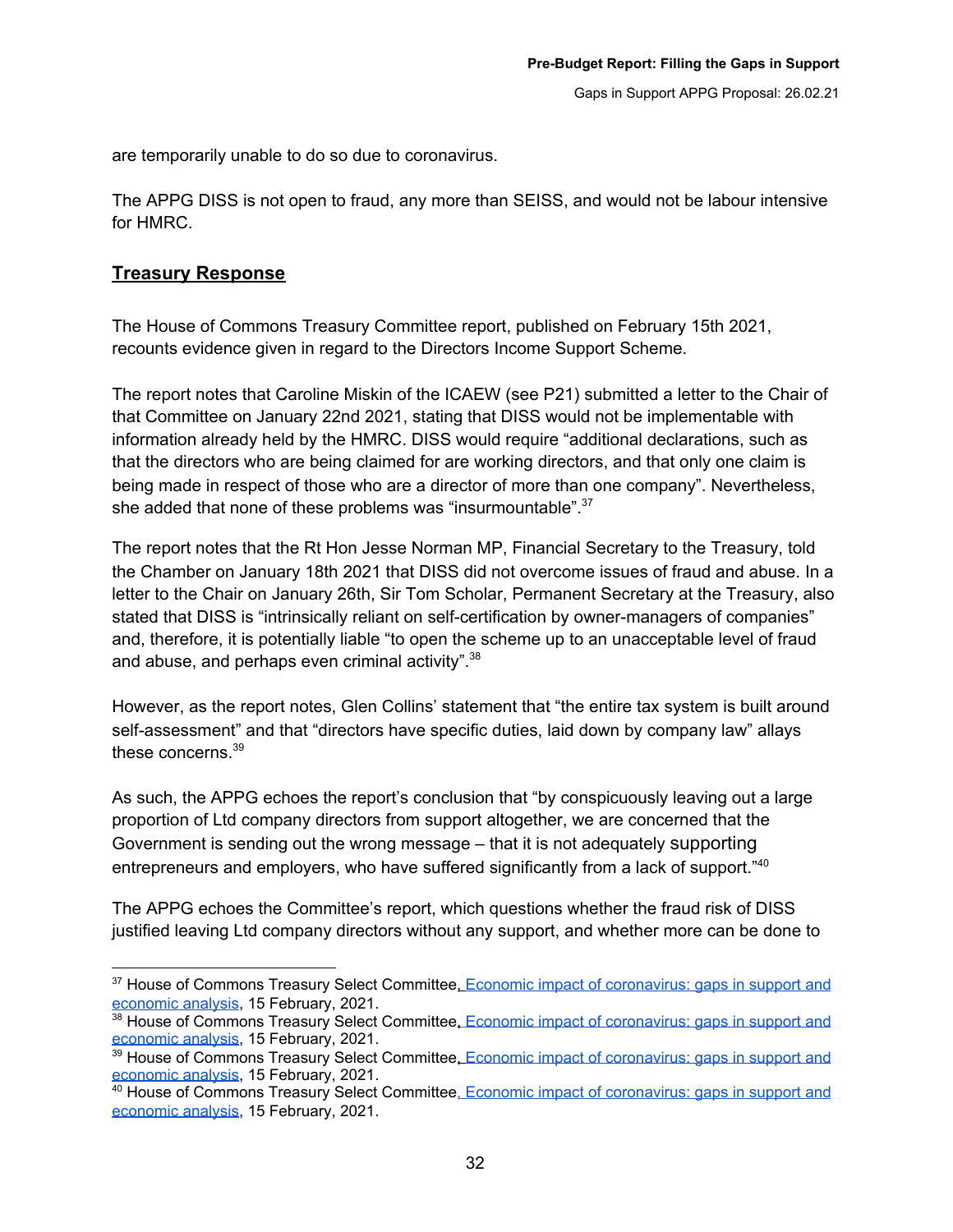are temporarily unable to do so due to coronavirus.

The APPG DISS is not open to fraud, any more than SEISS, and would not be labour intensive for HMRC.

## **Treasury Response**

The House of Commons Treasury Committee report, published on February 15th 2021, recounts evidence given in regard to the Directors Income Support Scheme.

The report notes that Caroline Miskin of the ICAEW (see P21) submitted a letter to the Chair of that Committee on January 22nd 2021, stating that DISS would not be implementable with information already held by the HMRC. DISS would require "additional declarations, such as that the directors who are being claimed for are working directors, and that only one claim is being made in respect of those who are a director of more than one company". Nevertheless, she added that none of these problems was "insurmountable".[37]

The report notes that the Rt Hon Jesse Norman MP, Financial Secretary to the Treasury, told the Chamber on January 18th 2021 that DISS did not overcome issues of fraud and abuse. In a letter to the Chair on January 26th, Sir Tom Scholar, Permanent Secretary at the Treasury, also stated that DISS is "intrinsically reliant on self-certification by owner-managers of companies" and, therefore, it is potentially liable "to open the scheme up to an unacceptable level of fraud and abuse, and perhaps even criminal activity".[38]

However, as the report notes, Glen Collins' statement that "the entire tax system is built around self-assessment" and that "directors have specific duties, laid down by company law" allays these concerns.[39]

As such, the APPG echoes the report's conclusion that "by conspicuously leaving out a large proportion of Ltd company directors from support altogether, we are concerned that the Government is sending out the wrong message – that it is not adequately supporting entrepreneurs and employers, who have suffered significantly from a lack of support."[40]

The APPG echoes the Committee's report, which questions whether the fraud risk of DISS justified leaving Ltd company directors without any support, and whether more can be done to

---

[37] House of Commons Treasury Select Committee, Economic impact of coronavirus: gaps in support and economic analysis, 15 February, 2021.

[38] House of Commons Treasury Select Committee, Economic impact of coronavirus: gaps in support and economic analysis, 15 February, 2021.

[39] House of Commons Treasury Select Committee, Economic impact of coronavirus: gaps in support and economic analysis, 15 February, 2021.

[40] House of Commons Treasury Select Committee, Economic impact of coronavirus: gaps in support and economic analysis, 15 February, 2021.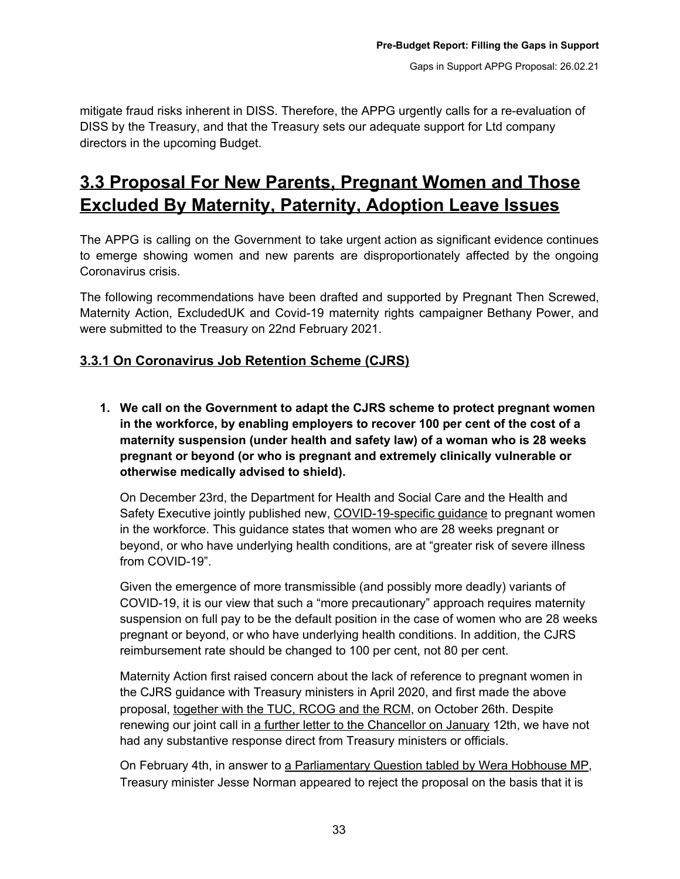mitigate fraud risks inherent in DISS. Therefore, the APPG urgently calls for a re-evaluation of DISS by the Treasury, and that the Treasury sets our adequate support for Ltd company directors in the upcoming Budget.

## 3.3 Proposal For New Parents, Pregnant Women and Those Excluded By Maternity, Paternity, Adoption Leave Issues

The APPG is calling on the Government to take urgent action as significant evidence continues to emerge showing women and new parents are disproportionately affected by the ongoing Coronavirus crisis.

The following recommendations have been drafted and supported by Pregnant Then Screwed, Maternity Action, ExcludedUK and Covid-19 maternity rights campaigner Bethany Power, and were submitted to the Treasury on 22nd February 2021.

### 3.3.1 On Coronavirus Job Retention Scheme (CJRS)

1. **We call on the Government to adapt the CJRS scheme to protect pregnant women in the workforce, by enabling employers to recover 100 per cent of the cost of a maternity suspension (under health and safety law) of a woman who is 28 weeks pregnant or beyond (or who is pregnant and extremely clinically vulnerable or otherwise medically advised to shield).**

   On December 23rd, the Department for Health and Social Care and the Health and Safety Executive jointly published new, COVID-19-specific guidance to pregnant women in the workforce. This guidance states that women who are 28 weeks pregnant or beyond, or who have underlying health conditions, are at "greater risk of severe illness from COVID-19".

   Given the emergence of more transmissible (and possibly more deadly) variants of COVID-19, it is our view that such a "more precautionary" approach requires maternity suspension on full pay to be the default position in the case of women who are 28 weeks pregnant or beyond, or who have underlying health conditions. In addition, the CJRS reimbursement rate should be changed to 100 per cent, not 80 per cent.

   Maternity Action first raised concern about the lack of reference to pregnant women in the CJRS guidance with Treasury ministers in April 2020, and first made the above proposal, together with the TUC, RCOG and the RCM, on October 26th. Despite renewing our joint call in a further letter to the Chancellor on January 12th, we have not had any substantive response direct from Treasury ministers or officials.

   On February 4th, in answer to a Parliamentary Question tabled by Wera Hobhouse MP, Treasury minister Jesse Norman appeared to reject the proposal on the basis that it is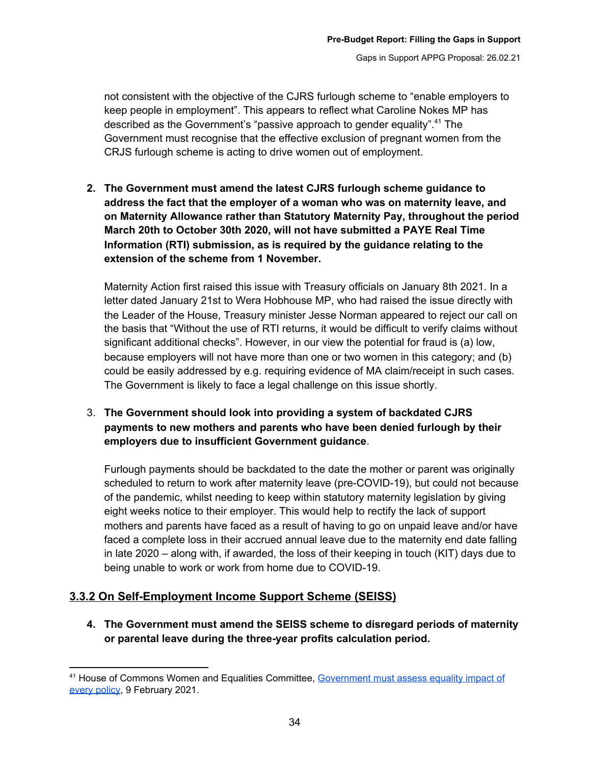not consistent with the objective of the CJRS furlough scheme to "enable employers to keep people in employment". This appears to reflect what Caroline Nokes MP has described as the Government's "passive approach to gender equality".[41] The Government must recognise that the effective exclusion of pregnant women from the CRJS furlough scheme is acting to drive women out of employment.

2. **The Government must amend the latest CJRS furlough scheme guidance to address the fact that the employer of a woman who was on maternity leave, and on Maternity Allowance rather than Statutory Maternity Pay, throughout the period March 20th to October 30th 2020, will not have submitted a PAYE Real Time Information (RTI) submission, as is required by the guidance relating to the extension of the scheme from 1 November.**

   Maternity Action first raised this issue with Treasury officials on January 8th 2021. In a letter dated January 21st to Wera Hobhouse MP, who had raised the issue directly with the Leader of the House, Treasury minister Jesse Norman appeared to reject our call on the basis that "Without the use of RTI returns, it would be difficult to verify claims without significant additional checks". However, in our view the potential for fraud is (a) low, because employers will not have more than one or two women in this category; and (b) could be easily addressed by e.g. requiring evidence of MA claim/receipt in such cases. The Government is likely to face a legal challenge on this issue shortly.

3. **The Government should look into providing a system of backdated CJRS payments to new mothers and parents who have been denied furlough by their employers due to insufficient Government guidance**.

   Furlough payments should be backdated to the date the mother or parent was originally scheduled to return to work after maternity leave (pre-COVID-19), but could not because of the pandemic, whilst needing to keep within statutory maternity legislation by giving eight weeks notice to their employer. This would help to rectify the lack of support mothers and parents have faced as a result of having to go on unpaid leave and/or have faced a complete loss in their accrued annual leave due to the maternity end date falling in late 2020 – along with, if awarded, the loss of their keeping in touch (KIT) days due to being unable to work or work from home due to COVID-19.

### 3.3.2 On Self-Employment Income Support Scheme (SEISS)

4. **The Government must amend the SEISS scheme to disregard periods of maternity or parental leave during the three-year profits calculation period.**

[41] House of Commons Women and Equalities Committee, Government must assess equality impact of every policy, 9 February 2021.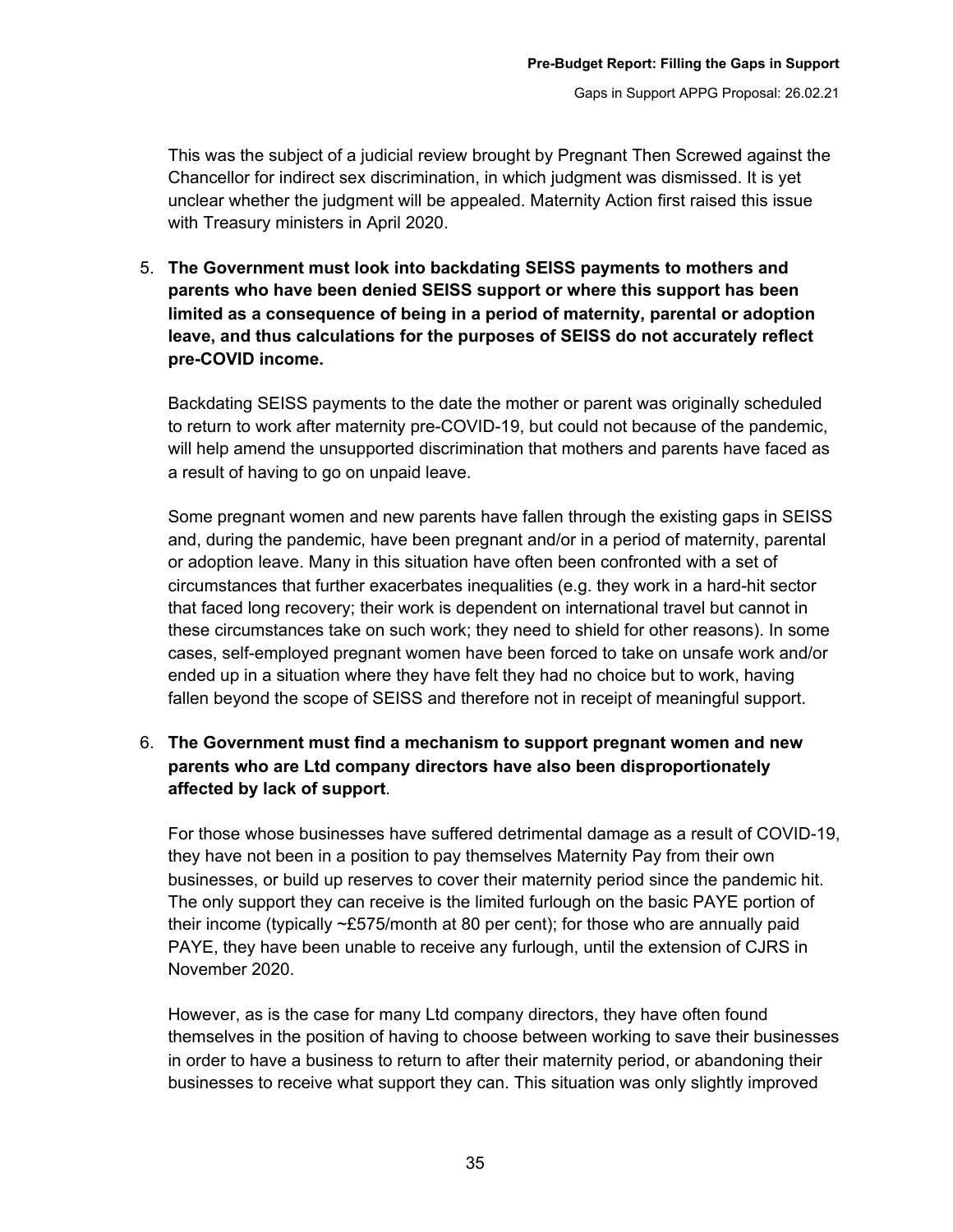This was the subject of a judicial review brought by Pregnant Then Screwed against the Chancellor for indirect sex discrimination, in which judgment was dismissed. It is yet unclear whether the judgment will be appealed. Maternity Action first raised this issue with Treasury ministers in April 2020.

5. **The Government must look into backdating SEISS payments to mothers and parents who have been denied SEISS support or where this support has been limited as a consequence of being in a period of maternity, parental or adoption leave, and thus calculations for the purposes of SEISS do not accurately reflect pre-COVID income.**

   Backdating SEISS payments to the date the mother or parent was originally scheduled to return to work after maternity pre-COVID-19, but could not because of the pandemic, will help amend the unsupported discrimination that mothers and parents have faced as a result of having to go on unpaid leave.

   Some pregnant women and new parents have fallen through the existing gaps in SEISS and, during the pandemic, have been pregnant and/or in a period of maternity, parental or adoption leave. Many in this situation have often been confronted with a set of circumstances that further exacerbates inequalities (e.g. they work in a hard-hit sector that faced long recovery; their work is dependent on international travel but cannot in these circumstances take on such work; they need to shield for other reasons). In some cases, self-employed pregnant women have been forced to take on unsafe work and/or ended up in a situation where they have felt they had no choice but to work, having fallen beyond the scope of SEISS and therefore not in receipt of meaningful support.

6. **The Government must find a mechanism to support pregnant women and new parents who are Ltd company directors have also been disproportionately affected by lack of support**.

   For those whose businesses have suffered detrimental damage as a result of COVID-19, they have not been in a position to pay themselves Maternity Pay from their own businesses, or build up reserves to cover their maternity period since the pandemic hit. The only support they can receive is the limited furlough on the basic PAYE portion of their income (typically ~£575/month at 80 per cent); for those who are annually paid PAYE, they have been unable to receive any furlough, until the extension of CJRS in November 2020.

   However, as is the case for many Ltd company directors, they have often found themselves in the position of having to choose between working to save their businesses in order to have a business to return to after their maternity period, or abandoning their businesses to receive what support they can. This situation was only slightly improved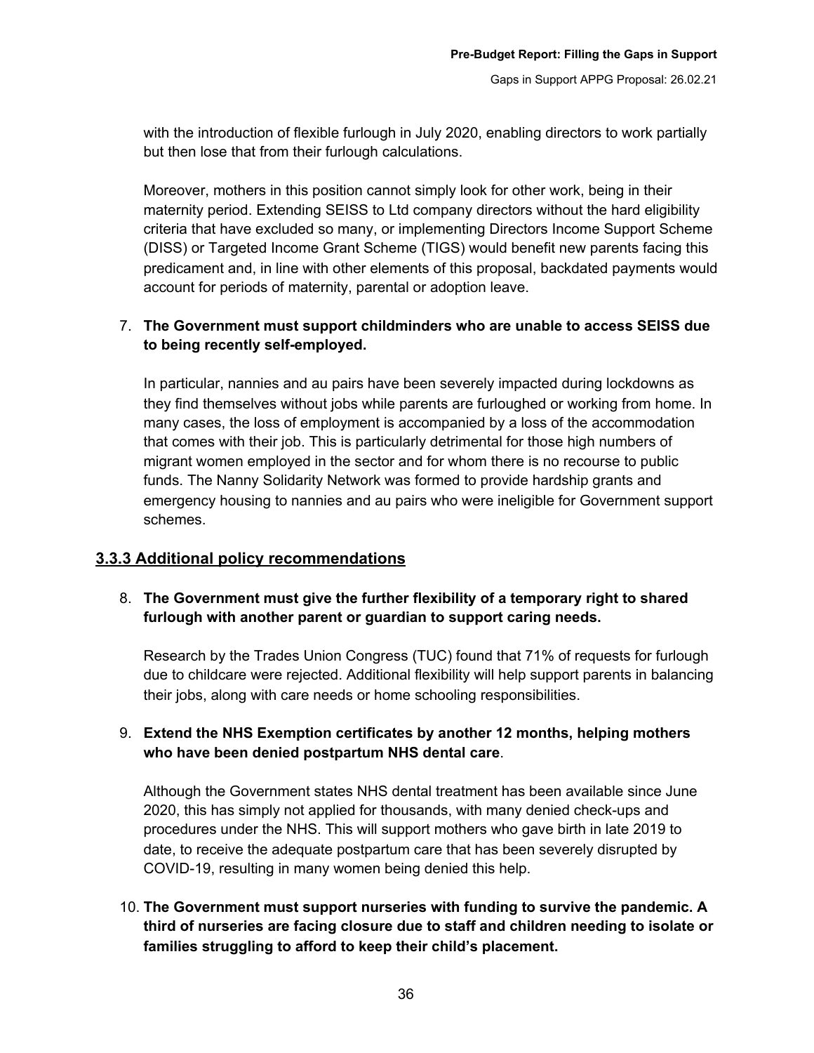with the introduction of flexible furlough in July 2020, enabling directors to work partially but then lose that from their furlough calculations.

Moreover, mothers in this position cannot simply look for other work, being in their maternity period. Extending SEISS to Ltd company directors without the hard eligibility criteria that have excluded so many, or implementing Directors Income Support Scheme (DISS) or Targeted Income Grant Scheme (TIGS) would benefit new parents facing this predicament and, in line with other elements of this proposal, backdated payments would account for periods of maternity, parental or adoption leave.

7. **The Government must support childminders who are unable to access SEISS due to being recently self-employed.**

   In particular, nannies and au pairs have been severely impacted during lockdowns as they find themselves without jobs while parents are furloughed or working from home. In many cases, the loss of employment is accompanied by a loss of the accommodation that comes with their job. This is particularly detrimental for those high numbers of migrant women employed in the sector and for whom there is no recourse to public funds. The Nanny Solidarity Network was formed to provide hardship grants and emergency housing to nannies and au pairs who were ineligible for Government support schemes.

### 3.3.3 Additional policy recommendations

8. **The Government must give the further flexibility of a temporary right to shared furlough with another parent or guardian to support caring needs.**

   Research by the Trades Union Congress (TUC) found that 71% of requests for furlough due to childcare were rejected. Additional flexibility will help support parents in balancing their jobs, along with care needs or home schooling responsibilities.

9. **Extend the NHS Exemption certificates by another 12 months, helping mothers who have been denied postpartum NHS dental care**.

   Although the Government states NHS dental treatment has been available since June 2020, this has simply not applied for thousands, with many denied check-ups and procedures under the NHS. This will support mothers who gave birth in late 2019 to date, to receive the adequate postpartum care that has been severely disrupted by COVID-19, resulting in many women being denied this help.

10. **The Government must support nurseries with funding to survive the pandemic. A third of nurseries are facing closure due to staff and children needing to isolate or families struggling to afford to keep their child's placement.**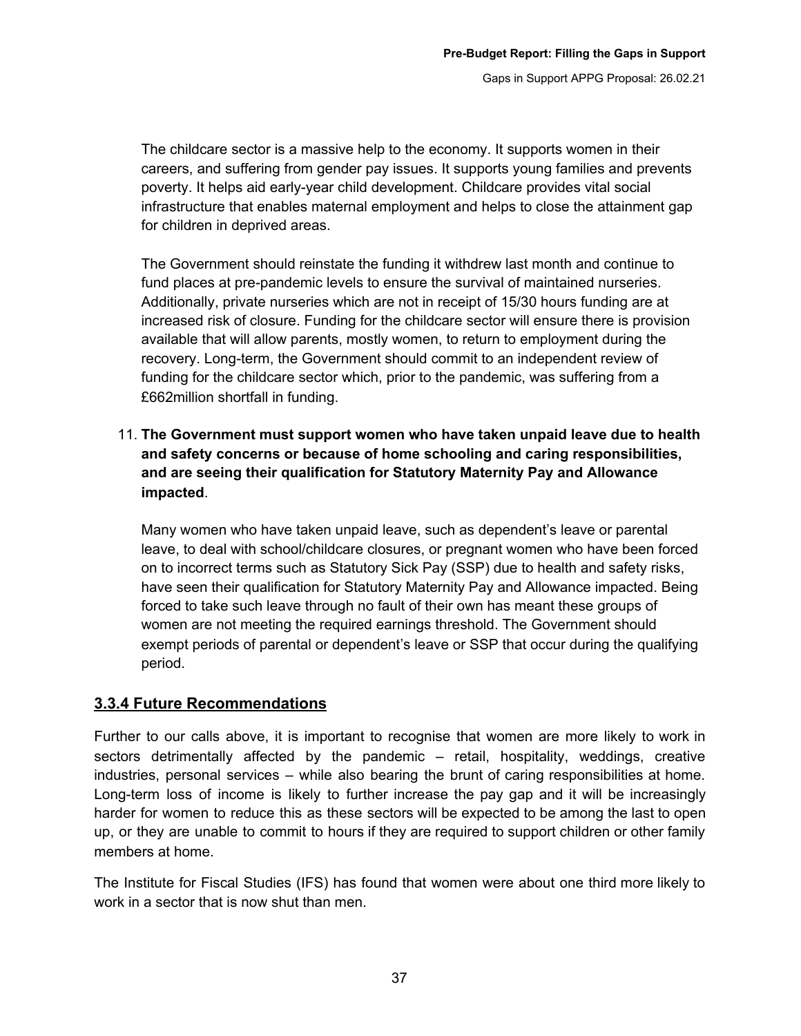The childcare sector is a massive help to the economy. It supports women in their careers, and suffering from gender pay issues. It supports young families and prevents poverty. It helps aid early-year child development. Childcare provides vital social infrastructure that enables maternal employment and helps to close the attainment gap for children in deprived areas.

The Government should reinstate the funding it withdrew last month and continue to fund places at pre-pandemic levels to ensure the survival of maintained nurseries. Additionally, private nurseries which are not in receipt of 15/30 hours funding are at increased risk of closure. Funding for the childcare sector will ensure there is provision available that will allow parents, mostly women, to return to employment during the recovery. Long-term, the Government should commit to an independent review of funding for the childcare sector which, prior to the pandemic, was suffering from a £662million shortfall in funding.

11. **The Government must support women who have taken unpaid leave due to health and safety concerns or because of home schooling and caring responsibilities, and are seeing their qualification for Statutory Maternity Pay and Allowance impacted**.

    Many women who have taken unpaid leave, such as dependent's leave or parental leave, to deal with school/childcare closures, or pregnant women who have been forced on to incorrect terms such as Statutory Sick Pay (SSP) due to health and safety risks, have seen their qualification for Statutory Maternity Pay and Allowance impacted. Being forced to take such leave through no fault of their own has meant these groups of women are not meeting the required earnings threshold. The Government should exempt periods of parental or dependent's leave or SSP that occur during the qualifying period.

### 3.3.4 Future Recommendations

Further to our calls above, it is important to recognise that women are more likely to work in sectors detrimentally affected by the pandemic – retail, hospitality, weddings, creative industries, personal services – while also bearing the brunt of caring responsibilities at home. Long-term loss of income is likely to further increase the pay gap and it will be increasingly harder for women to reduce this as these sectors will be expected to be among the last to open up, or they are unable to commit to hours if they are required to support children or other family members at home.

The Institute for Fiscal Studies (IFS) has found that women were about one third more likely to work in a sector that is now shut than men.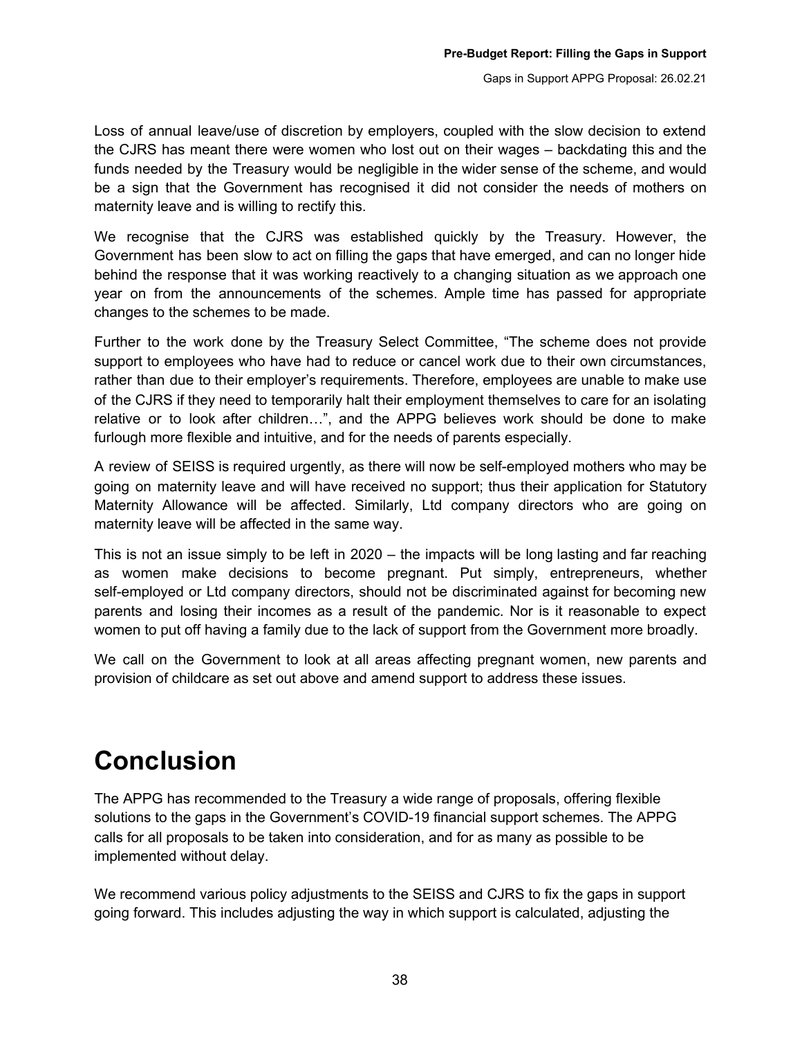Loss of annual leave/use of discretion by employers, coupled with the slow decision to extend the CJRS has meant there were women who lost out on their wages – backdating this and the funds needed by the Treasury would be negligible in the wider sense of the scheme, and would be a sign that the Government has recognised it did not consider the needs of mothers on maternity leave and is willing to rectify this.

We recognise that the CJRS was established quickly by the Treasury. However, the Government has been slow to act on filling the gaps that have emerged, and can no longer hide behind the response that it was working reactively to a changing situation as we approach one year on from the announcements of the schemes. Ample time has passed for appropriate changes to the schemes to be made.

Further to the work done by the Treasury Select Committee, "The scheme does not provide support to employees who have had to reduce or cancel work due to their own circumstances, rather than due to their employer's requirements. Therefore, employees are unable to make use of the CJRS if they need to temporarily halt their employment themselves to care for an isolating relative or to look after children…", and the APPG believes work should be done to make furlough more flexible and intuitive, and for the needs of parents especially.

A review of SEISS is required urgently, as there will now be self-employed mothers who may be going on maternity leave and will have received no support; thus their application for Statutory Maternity Allowance will be affected. Similarly, Ltd company directors who are going on maternity leave will be affected in the same way.

This is not an issue simply to be left in 2020 – the impacts will be long lasting and far reaching as women make decisions to become pregnant. Put simply, entrepreneurs, whether self-employed or Ltd company directors, should not be discriminated against for becoming new parents and losing their incomes as a result of the pandemic. Nor is it reasonable to expect women to put off having a family due to the lack of support from the Government more broadly.

We call on the Government to look at all areas affecting pregnant women, new parents and provision of childcare as set out above and amend support to address these issues.

# Conclusion

The APPG has recommended to the Treasury a wide range of proposals, offering flexible solutions to the gaps in the Government's COVID-19 financial support schemes. The APPG calls for all proposals to be taken into consideration, and for as many as possible to be implemented without delay.

We recommend various policy adjustments to the SEISS and CJRS to fix the gaps in support going forward. This includes adjusting the way in which support is calculated, adjusting the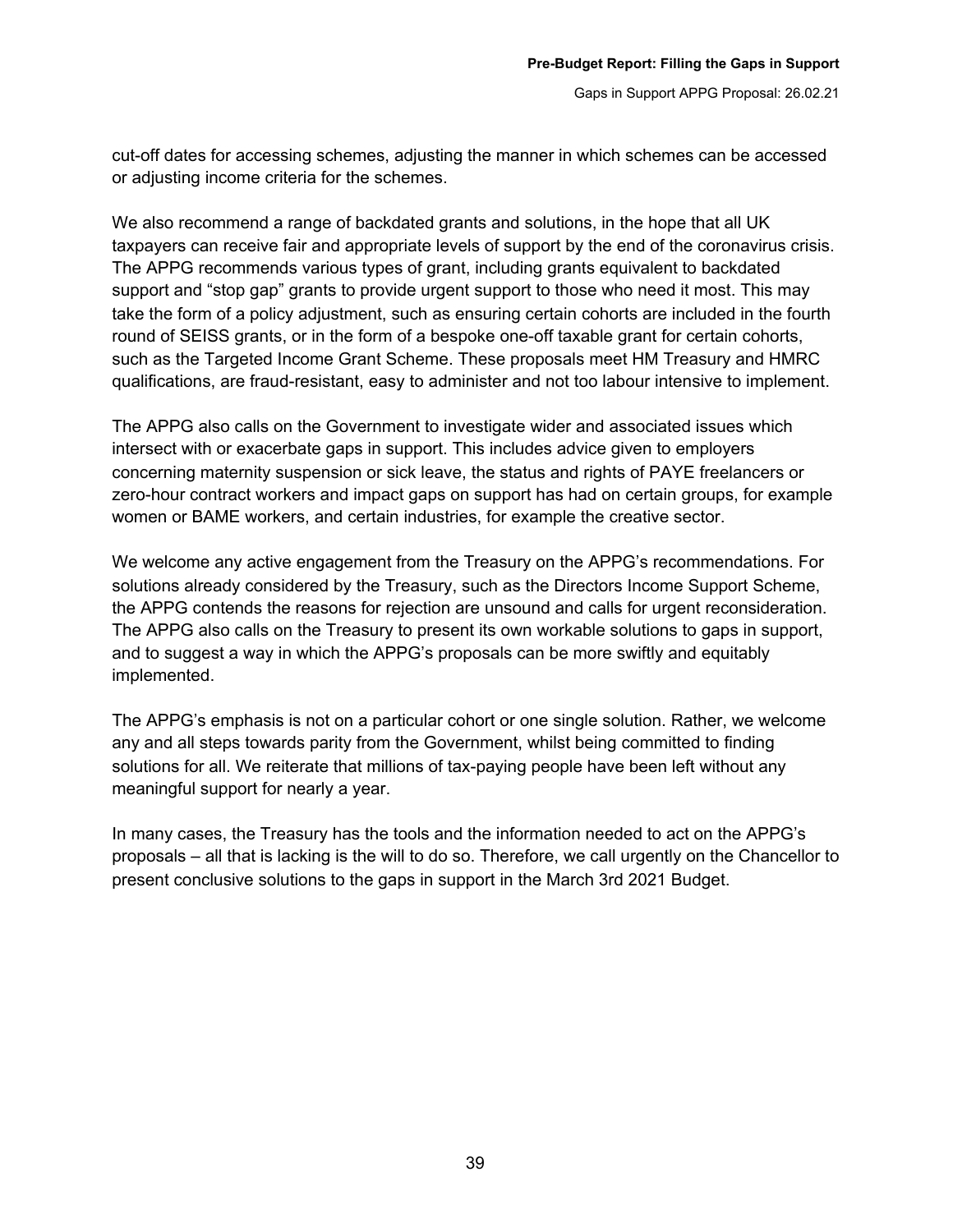cut-off dates for accessing schemes, adjusting the manner in which schemes can be accessed or adjusting income criteria for the schemes.

We also recommend a range of backdated grants and solutions, in the hope that all UK taxpayers can receive fair and appropriate levels of support by the end of the coronavirus crisis. The APPG recommends various types of grant, including grants equivalent to backdated support and "stop gap" grants to provide urgent support to those who need it most. This may take the form of a policy adjustment, such as ensuring certain cohorts are included in the fourth round of SEISS grants, or in the form of a bespoke one-off taxable grant for certain cohorts, such as the Targeted Income Grant Scheme. These proposals meet HM Treasury and HMRC qualifications, are fraud-resistant, easy to administer and not too labour intensive to implement.

The APPG also calls on the Government to investigate wider and associated issues which intersect with or exacerbate gaps in support. This includes advice given to employers concerning maternity suspension or sick leave, the status and rights of PAYE freelancers or zero-hour contract workers and impact gaps on support has had on certain groups, for example women or BAME workers, and certain industries, for example the creative sector.

We welcome any active engagement from the Treasury on the APPG's recommendations. For solutions already considered by the Treasury, such as the Directors Income Support Scheme, the APPG contends the reasons for rejection are unsound and calls for urgent reconsideration. The APPG also calls on the Treasury to present its own workable solutions to gaps in support, and to suggest a way in which the APPG's proposals can be more swiftly and equitably implemented.

The APPG's emphasis is not on a particular cohort or one single solution. Rather, we welcome any and all steps towards parity from the Government, whilst being committed to finding solutions for all. We reiterate that millions of tax-paying people have been left without any meaningful support for nearly a year.

In many cases, the Treasury has the tools and the information needed to act on the APPG's proposals – all that is lacking is the will to do so. Therefore, we call urgently on the Chancellor to present conclusive solutions to the gaps in support in the March 3rd 2021 Budget.